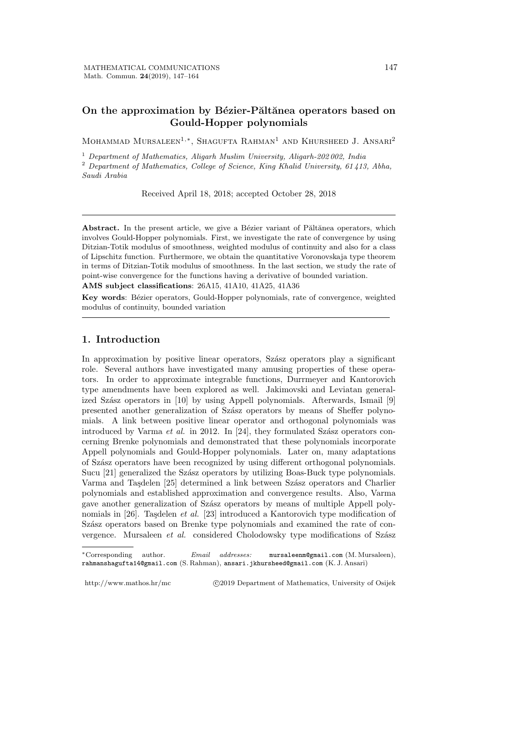# On the approximation by Bézier-Păltănea operators based on Gould-Hopper polynomials

Mohammad Mursaleen[1,∗], Shagufta Rahman[1] and Khursheed J. Ansari[2]

[1] *Department of Mathematics, Aligarh Muslim University, Aligarh-202 002, India*

[2] *Department of Mathematics, College of Science, King Khalid University, 61 413, Abha, Saudi Arabia*

Received April 18, 2018; accepted October 28, 2018

---

**Abstract.** In the present article, we give a Bézier variant of Păltănea operators, which involves Gould-Hopper polynomials. First, we investigate the rate of convergence by using Ditzian-Totik modulus of smoothness, weighted modulus of continuity and also for a class of Lipschitz function. Furthermore, we obtain the quantitative Voronovskaja type theorem in terms of Ditzian-Totik modulus of smoothness. In the last section, we study the rate of point-wise convergence for the functions having a derivative of bounded variation.

**AMS subject classifications**: 26A15, 41A10, 41A25, 41A36

**Key words**: Bézier operators, Gould-Hopper polynomials, rate of convergence, weighted modulus of continuity, bounded variation

---

## 1. Introduction

In approximation by positive linear operators, Szász operators play a significant role. Several authors have investigated many amusing properties of these operators. In order to approximate integrable functions, Durrmeyer and Kantorovich type amendments have been explored as well. Jakimovski and Leviatan generalized Szász operators in [10] by using Appell polynomials. Afterwards, Ismail [9] presented another generalization of Szász operators by means of Sheffer polynomials. A link between positive linear operator and orthogonal polynomials was introduced by Varma *et al.* in 2012. In [24], they formulated Szász operators concerning Brenke polynomials and demonstrated that these polynomials incorporate Appell polynomials and Gould-Hopper polynomials. Later on, many adaptations of Szász operators have been recognized by using different orthogonal polynomials. Sucu [21] generalized the Szász operators by utilizing Boas-Buck type polynomials. Varma and Taşdelen [25] determined a link between Szász operators and Charlier polynomials and established approximation and convergence results. Also, Varma gave another generalization of Szász operators by means of multiple Appell polynomials in [26]. Taşdelen *et al.* [23] introduced a Kantorovich type modification of Szász operators based on Brenke type polynomials and examined the rate of convergence. Mursaleen *et al.* considered Cholodowsky type modifications of Szász

---

∗Corresponding author. *Email addresses:* mursaleenm@gmail.com (M. Mursaleen), rahmanshagufta14@gmail.com (S. Rahman), ansari.jkhursheed@gmail.com (K. J. Ansari)

http://www.mathos.hr/mc ©2019 Department of Mathematics, University of Osijek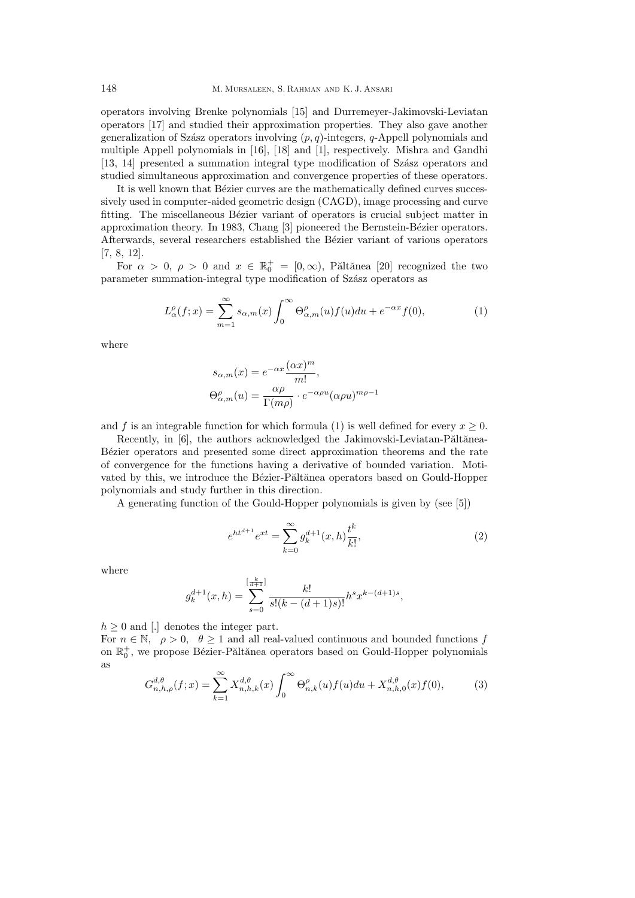operators involving Brenke polynomials [15] and Durremeyer-Jakimovski-Leviatan operators [17] and studied their approximation properties. They also gave another generalization of Szász operators involving $(p, q)$-integers, $q$-Appell polynomials and multiple Appell polynomials in [16], [18] and [1], respectively. Mishra and Gandhi [13, 14] presented a summation integral type modification of Szász operators and studied simultaneous approximation and convergence properties of these operators.

It is well known that Bézier curves are the mathematically defined curves successively used in computer-aided geometric design (CAGD), image processing and curve fitting. The miscellaneous Bézier variant of operators is crucial subject matter in approximation theory. In 1983, Chang [3] pioneered the Bernstein-Bézier operators. Afterwards, several researchers established the Bézier variant of various operators [7, 8, 12].

For $\alpha > 0$, $\rho > 0$ and $x \in \mathbb{R}_0^+ = [0, \infty)$, Păltănea [20] recognized the two parameter summation-integral type modification of Szász operators as

$$L_{\alpha}^{\rho}(f;x) = \sum_{m=1}^{\infty} s_{\alpha,m}(x) \int_0^{\infty} \Theta_{\alpha,m}^{\rho}(u) f(u) du + e^{-\alpha x} f(0), \tag{1}$$

where

$$s_{\alpha,m}(x) = e^{-\alpha x} \frac{(\alpha x)^m}{m!},$$
$$\Theta_{\alpha,m}^{\rho}(u) = \frac{\alpha\rho}{\Gamma(m\rho)} \cdot e^{-\alpha\rho u} (\alpha\rho u)^{m\rho - 1}$$

and $f$ is an integrable function for which formula (1) is well defined for every $x \geq 0$.

Recently, in [6], the authors acknowledged the Jakimovski-Leviatan-Păltănea-Bézier operators and presented some direct approximation theorems and the rate of convergence for the functions having a derivative of bounded variation. Motivated by this, we introduce the Bézier-Păltănea operators based on Gould-Hopper polynomials and study further in this direction.

A generating function of the Gould-Hopper polynomials is given by (see [5])

$$e^{ht^{d+1}} e^{xt} = \sum_{k=0}^{\infty} g_k^{d+1}(x,h) \frac{t^k}{k!}, \tag{2}$$

where

$$g_k^{d+1}(x,h) = \sum_{s=0}^{[\frac{k}{d+1}]} \frac{k!}{s!(k-(d+1)s)!} h^s x^{k-(d+1)s},$$

$h \geq 0$ and $[.]$ denotes the integer part.

For $n \in \mathbb{N}$, $\rho > 0$, $\theta \geq 1$ and all real-valued continuous and bounded functions $f$ on $\mathbb{R}_0^+$, we propose Bézier-Păltănea operators based on Gould-Hopper polynomials as

$$G_{n,h,\rho}^{d,\theta}(f;x) = \sum_{k=1}^{\infty} X_{n,h,k}^{d,\theta}(x) \int_0^{\infty} \Theta_{n,k}^{\rho}(u) f(u) du + X_{n,h,0}^{d,\theta}(x) f(0), \tag{3}$$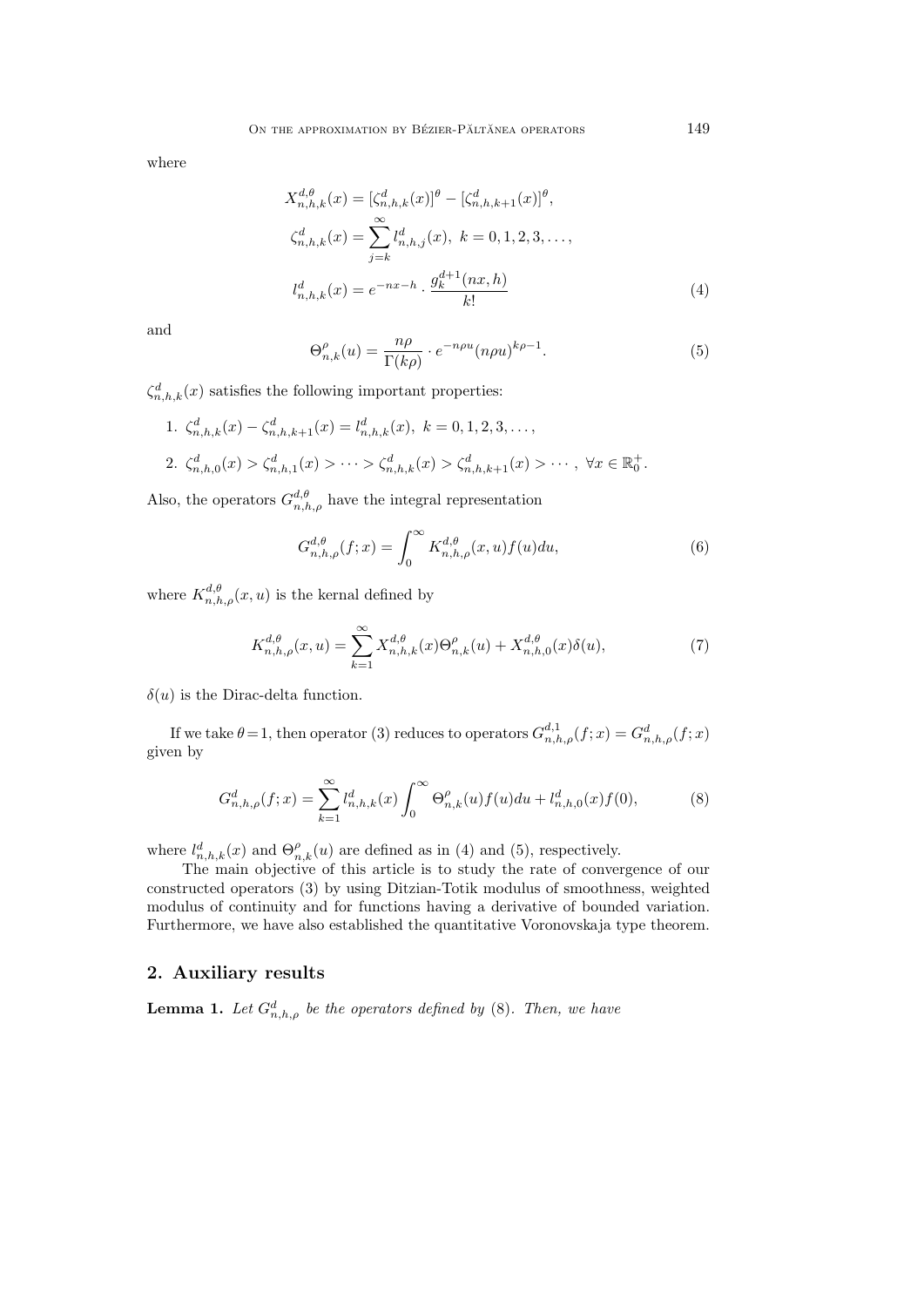where

$$X_{n,h,k}^{d,\theta}(x) = [\zeta_{n,h,k}^{d}(x)]^{\theta} - [\zeta_{n,h,k+1}^{d}(x)]^{\theta},$$

$$\zeta_{n,h,k}^{d}(x) = \sum_{j=k}^{\infty} l_{n,h,j}^{d}(x),\ k = 0, 1, 2, 3, \dots,$$

$$l_{n,h,k}^{d}(x) = e^{-nx-h} \cdot \frac{g_k^{d+1}(nx, h)}{k!} \tag{4}$$

and

$$\Theta_{n,k}^{\rho}(u) = \frac{n\rho}{\Gamma(k\rho)} \cdot e^{-n\rho u} (n\rho u)^{k\rho-1}. \tag{5}$$

$\zeta_{n,h,k}^{d}(x)$ satisfies the following important properties:

1. $\zeta_{n,h,k}^{d}(x) - \zeta_{n,h,k+1}^{d}(x) = l_{n,h,k}^{d}(x),\ k = 0, 1, 2, 3, \dots,$
2. $\zeta_{n,h,0}^{d}(x) > \zeta_{n,h,1}^{d}(x) > \cdots > \zeta_{n,h,k}^{d}(x) > \zeta_{n,h,k+1}^{d}(x) > \cdots,\ \forall x \in \mathbb{R}_0^+.$

Also, the operators $G_{n,h,\rho}^{d,\theta}$ have the integral representation

$$G_{n,h,\rho}^{d,\theta}(f; x) = \int_0^{\infty} K_{n,h,\rho}^{d,\theta}(x, u) f(u) du, \tag{6}$$

where $K_{n,h,\rho}^{d,\theta}(x, u)$ is the kernal defined by

$$K_{n,h,\rho}^{d,\theta}(x, u) = \sum_{k=1}^{\infty} X_{n,h,k}^{d,\theta}(x) \Theta_{n,k}^{\rho}(u) + X_{n,h,0}^{d,\theta}(x) \delta(u), \tag{7}$$

$\delta(u)$ is the Dirac-delta function.

If we take $\theta = 1$, then operator (3) reduces to operators $G_{n,h,\rho}^{d,1}(f; x) = G_{n,h,\rho}^{d}(f; x)$ given by

$$G_{n,h,\rho}^{d}(f; x) = \sum_{k=1}^{\infty} l_{n,h,k}^{d}(x) \int_0^{\infty} \Theta_{n,k}^{\rho}(u) f(u) du + l_{n,h,0}^{d}(x) f(0), \tag{8}$$

where $l_{n,h,k}^{d}(x)$ and $\Theta_{n,k}^{\rho}(u)$ are defined as in (4) and (5), respectively.

The main objective of this article is to study the rate of convergence of our constructed operators (3) by using Ditzian-Totik modulus of smoothness, weighted modulus of continuity and for functions having a derivative of bounded variation. Furthermore, we have also established the quantitative Voronovskaja type theorem.

## 2. Auxiliary results

**Lemma 1.** *Let $G_{n,h,\rho}^{d}$ be the operators defined by (8). Then, we have*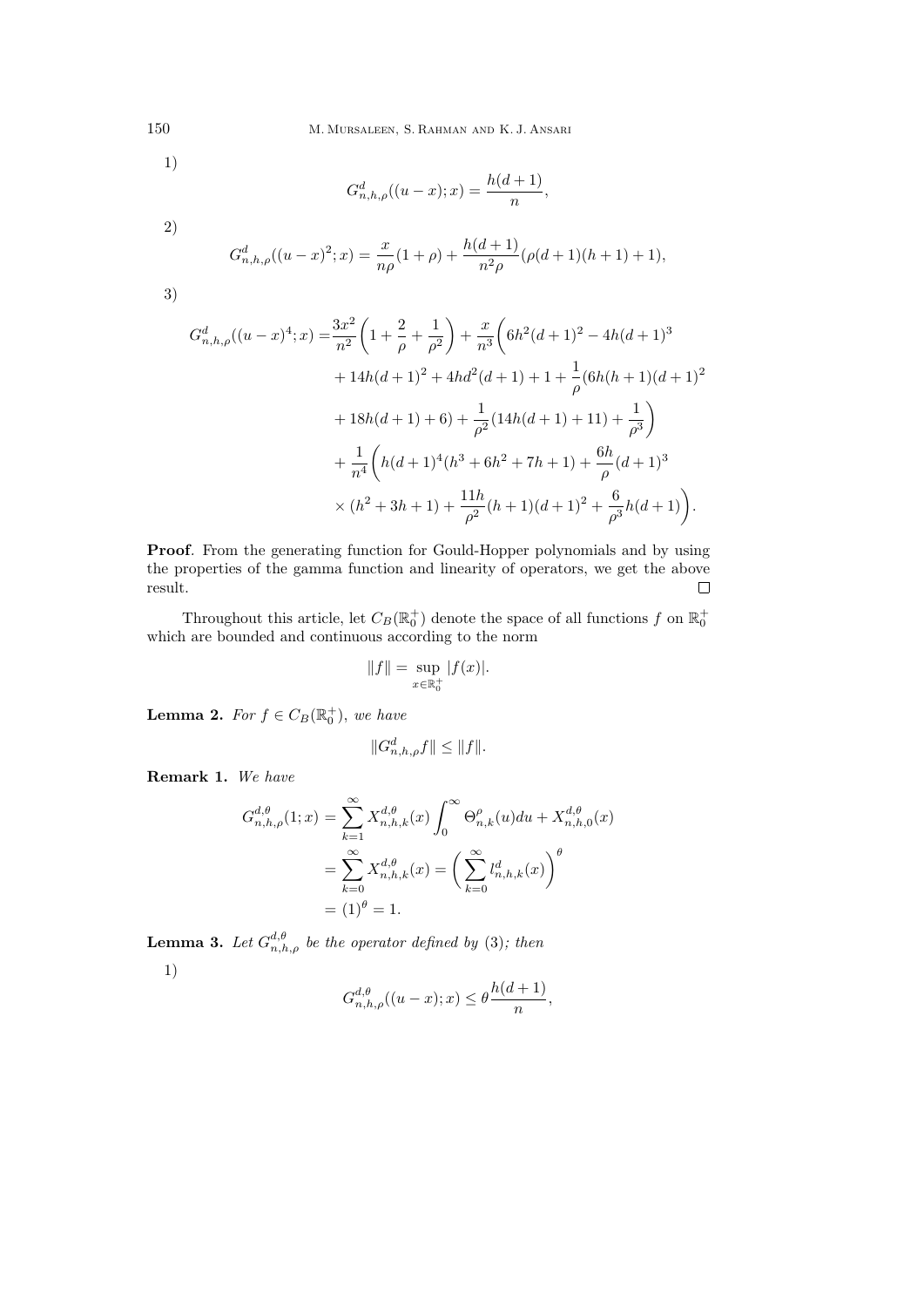1)

$$G^d_{n,h,\rho}((u-x);x) = \frac{h(d+1)}{n},$$

2)

$$G^d_{n,h,\rho}((u-x)^2;x) = \frac{x}{n\rho}(1+\rho) + \frac{h(d+1)}{n^2\rho}(\rho(d+1)(h+1)+1),$$

3)

$$\begin{aligned}
G^d_{n,h,\rho}((u-x)^4;x) =& \frac{3x^2}{n^2}\left(1+\frac{2}{\rho}+\frac{1}{\rho^2}\right) + \frac{x}{n^3}\bigg(6h^2(d+1)^2 - 4h(d+1)^3 \\
&+ 14h(d+1)^2 + 4hd^2(d+1) + 1 + \frac{1}{\rho}(6h(h+1)(d+1)^2 \\
&+ 18h(d+1) + 6) + \frac{1}{\rho^2}(14h(d+1)+11) + \frac{1}{\rho^3}\bigg) \\
&+ \frac{1}{n^4}\bigg(h(d+1)^4(h^3+6h^2+7h+1) + \frac{6h}{\rho}(d+1)^3 \\
&\times (h^2+3h+1) + \frac{11h}{\rho^2}(h+1)(d+1)^2 + \frac{6}{\rho^3}h(d+1)\bigg).
\end{aligned}$$

**Proof**. From the generating function for Gould-Hopper polynomials and by using the properties of the gamma function and linearity of operators, we get the above result. □

Throughout this article, let $C_B(\mathbb{R}_0^+)$ denote the space of all functions $f$ on $\mathbb{R}_0^+$ which are bounded and continuous according to the norm

$$\|f\| = \sup_{x\in\mathbb{R}_0^+} |f(x)|.$$

**Lemma 2.** *For $f \in C_B(\mathbb{R}_0^+)$, we have*

$$\|G^d_{n,h,\rho}f\| \le \|f\|.$$

**Remark 1.** *We have*

$$\begin{aligned}
G^{d,\theta}_{n,h,\rho}(1;x) &= \sum_{k=1}^{\infty} X^{d,\theta}_{n,h,k}(x)\int_0^{\infty}\Theta^{\rho}_{n,k}(u)du + X^{d,\theta}_{n,h,0}(x) \\
&= \sum_{k=0}^{\infty} X^{d,\theta}_{n,h,k}(x) = \bigg(\sum_{k=0}^{\infty} l^d_{n,h,k}(x)\bigg)^{\theta} \\
&= (1)^{\theta} = 1.
\end{aligned}$$

**Lemma 3.** *Let $G^{d,\theta}_{n,h,\rho}$ be the operator defined by* (3)*; then*

1)

$$G^{d,\theta}_{n,h,\rho}((u-x);x) \le \theta\frac{h(d+1)}{n},$$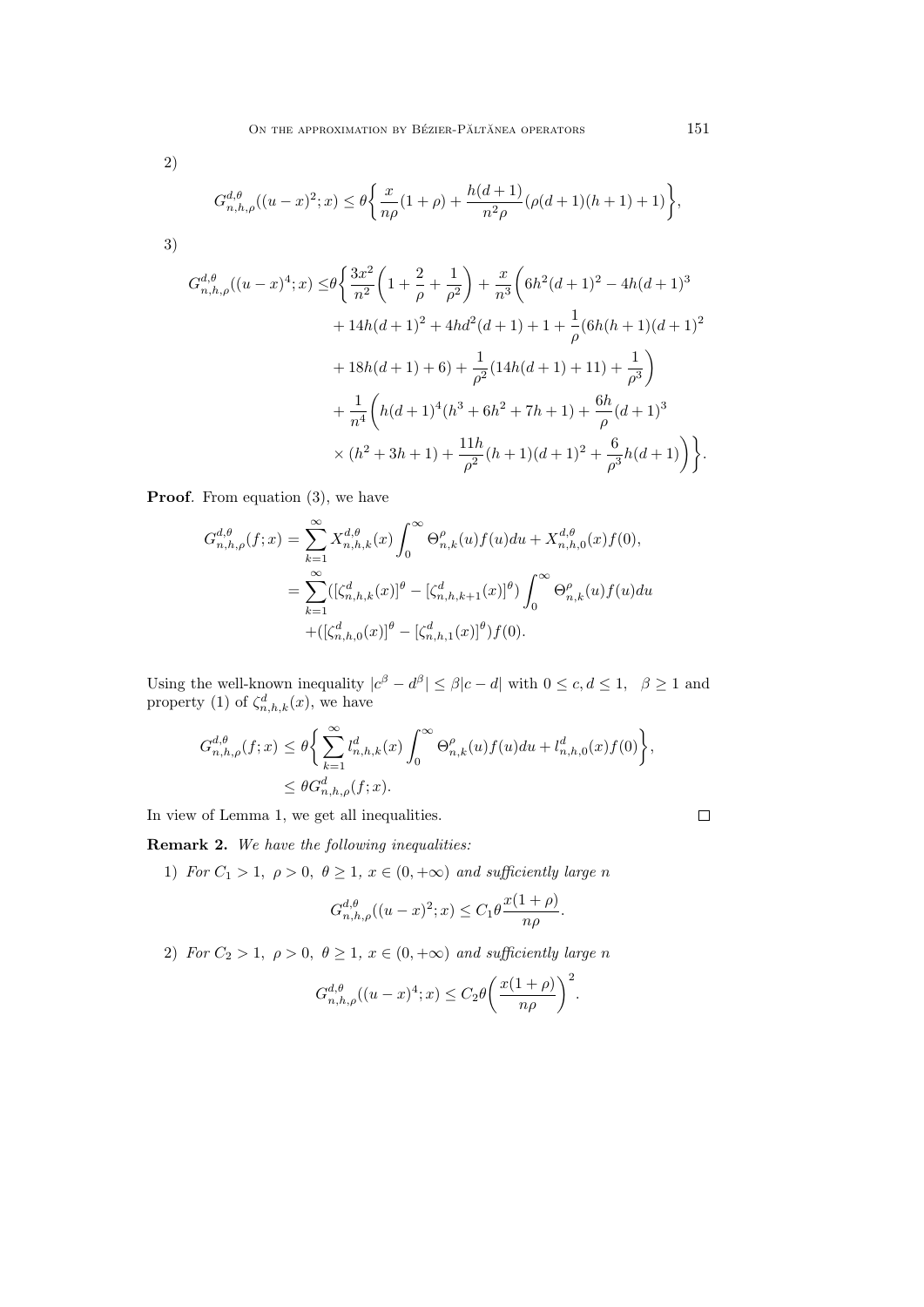2)

$$G_{n,h,\rho}^{d,\theta}((u-x)^2;x) \leq \theta\bigg\{\frac{x}{n\rho}(1+\rho) + \frac{h(d+1)}{n^2\rho}(\rho(d+1)(h+1)+1)\bigg\},$$

3)

$$\begin{aligned}
G_{n,h,\rho}^{d,\theta}((u-x)^4;x) \leq& \theta\bigg\{\frac{3x^2}{n^2}\bigg(1+\frac{2}{\rho}+\frac{1}{\rho^2}\bigg) + \frac{x}{n^3}\bigg(6h^2(d+1)^2 - 4h(d+1)^3 \\
&+ 14h(d+1)^2 + 4hd^2(d+1) + 1 + \frac{1}{\rho}(6h(h+1)(d+1)^2 \\
&+ 18h(d+1) + 6) + \frac{1}{\rho^2}(14h(d+1)+11) + \frac{1}{\rho^3}\bigg) \\
&+ \frac{1}{n^4}\bigg(h(d+1)^4(h^3+6h^2+7h+1) + \frac{6h}{\rho}(d+1)^3 \\
&\times (h^2+3h+1) + \frac{11h}{\rho^2}(h+1)(d+1)^2 + \frac{6}{\rho^3}h(d+1)\bigg)\bigg\}.
\end{aligned}$$

**Proof**. From equation (3), we have

$$\begin{aligned}
G_{n,h,\rho}^{d,\theta}(f;x) &= \sum_{k=1}^{\infty} X_{n,h,k}^{d,\theta}(x)\int_0^{\infty}\Theta_{n,k}^{\rho}(u)f(u)du + X_{n,h,0}^{d,\theta}(x)f(0), \\
&= \sum_{k=1}^{\infty}([\zeta_{n,h,k}^d(x)]^{\theta} - [\zeta_{n,h,k+1}^d(x)]^{\theta})\int_0^{\infty}\Theta_{n,k}^{\rho}(u)f(u)du \\
&\quad + ([\zeta_{n,h,0}^d(x)]^{\theta} - [\zeta_{n,h,1}^d(x)]^{\theta})f(0).
\end{aligned}$$

Using the well-known inequality $|c^{\beta}-d^{\beta}| \leq \beta|c-d|$ with $0 \leq c,d \leq 1$, $\beta \geq 1$ and property (1) of $\zeta_{n,h,k}^d(x)$, we have

$$\begin{aligned}
G_{n,h,\rho}^{d,\theta}(f;x) &\leq \theta\bigg\{\sum_{k=1}^{\infty} l_{n,h,k}^d(x)\int_0^{\infty}\Theta_{n,k}^{\rho}(u)f(u)du + l_{n,h,0}^d(x)f(0)\bigg\}, \\
&\leq \theta G_{n,h,\rho}^d(f;x).
\end{aligned}$$

In view of Lemma 1, we get all inequalities. □

**Remark 2.** *We have the following inequalities:*

1) *For* $C_1 > 1$, $\rho > 0$, $\theta \geq 1$, $x \in (0,+\infty)$ *and sufficiently large* $n$

$$G_{n,h,\rho}^{d,\theta}((u-x)^2;x) \leq C_1\theta\frac{x(1+\rho)}{n\rho}.$$

2) *For* $C_2 > 1$, $\rho > 0$, $\theta \geq 1$, $x \in (0,+\infty)$ *and sufficiently large* $n$

$$G_{n,h,\rho}^{d,\theta}((u-x)^4;x) \leq C_2\theta\bigg(\frac{x(1+\rho)}{n\rho}\bigg)^2.$$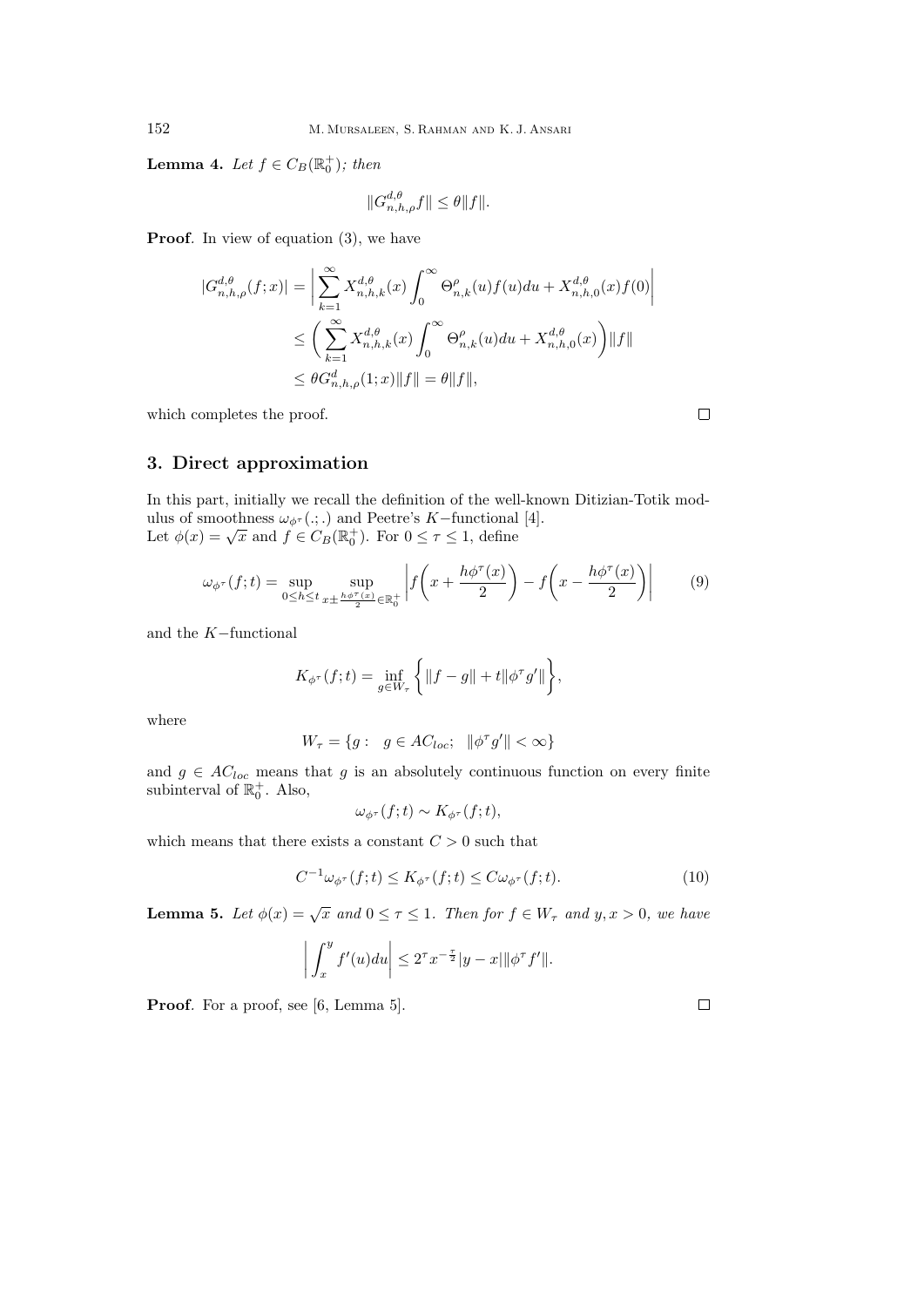**Lemma 4.** *Let $f \in C_B(\mathbb{R}_0^+)$; then*

$$\|G_{n,h,\rho}^{d,\theta} f\| \leq \theta \|f\|.$$

**Proof**. In view of equation (3), we have

$$\begin{aligned}
|G_{n,h,\rho}^{d,\theta}(f;x)| &= \bigg| \sum_{k=1}^{\infty} X_{n,h,k}^{d,\theta}(x) \int_0^{\infty} \Theta_{n,k}^{\rho}(u) f(u) du + X_{n,h,0}^{d,\theta}(x) f(0) \bigg| \\
&\leq \bigg( \sum_{k=1}^{\infty} X_{n,h,k}^{d,\theta}(x) \int_0^{\infty} \Theta_{n,k}^{\rho}(u) du + X_{n,h,0}^{d,\theta}(x) \bigg) \|f\| \\
&\leq \theta G_{n,h,\rho}^{d}(1;x) \|f\| = \theta \|f\|,
\end{aligned}$$

which completes the proof. □

## 3. Direct approximation

In this part, initially we recall the definition of the well-known Ditizian-Totik modulus of smoothness $\omega_{\phi^\tau}(.;.)$ and Peetre's $K-$functional [4].
Let $\phi(x) = \sqrt{x}$ and $f \in C_B(\mathbb{R}_0^+)$. For $0 \leq \tau \leq 1$, define

$$\omega_{\phi^\tau}(f;t) = \sup_{0 \leq h \leq t} \sup_{x \pm \frac{h\phi^\tau(x)}{2} \in \mathbb{R}_0^+} \bigg| f\bigg(x + \frac{h\phi^\tau(x)}{2}\bigg) - f\bigg(x - \frac{h\phi^\tau(x)}{2}\bigg) \bigg| \tag{9}$$

and the $K-$functional

$$K_{\phi^\tau}(f;t) = \inf_{g \in W_\tau} \bigg\{ \|f - g\| + t\|\phi^\tau g'\| \bigg\},$$

where

$$W_\tau = \{g : \quad g \in AC_{loc}; \quad \|\phi^\tau g'\| < \infty\}$$

and $g \in AC_{loc}$ means that $g$ is an absolutely continuous function on every finite subinterval of $\mathbb{R}_0^+$. Also,

$$\omega_{\phi^\tau}(f;t) \sim K_{\phi^\tau}(f;t),$$

which means that there exists a constant $C > 0$ such that

$$C^{-1}\omega_{\phi^\tau}(f;t) \leq K_{\phi^\tau}(f;t) \leq C\omega_{\phi^\tau}(f;t). \tag{10}$$

**Lemma 5.** *Let $\phi(x) = \sqrt{x}$ and $0 \leq \tau \leq 1$. Then for $f \in W_\tau$ and $y, x > 0$, we have*

$$\bigg| \int_x^y f'(u) du \bigg| \leq 2^\tau x^{-\frac{\tau}{2}} |y - x| \|\phi^\tau f'\|.$$

**Proof**. For a proof, see [6, Lemma 5]. □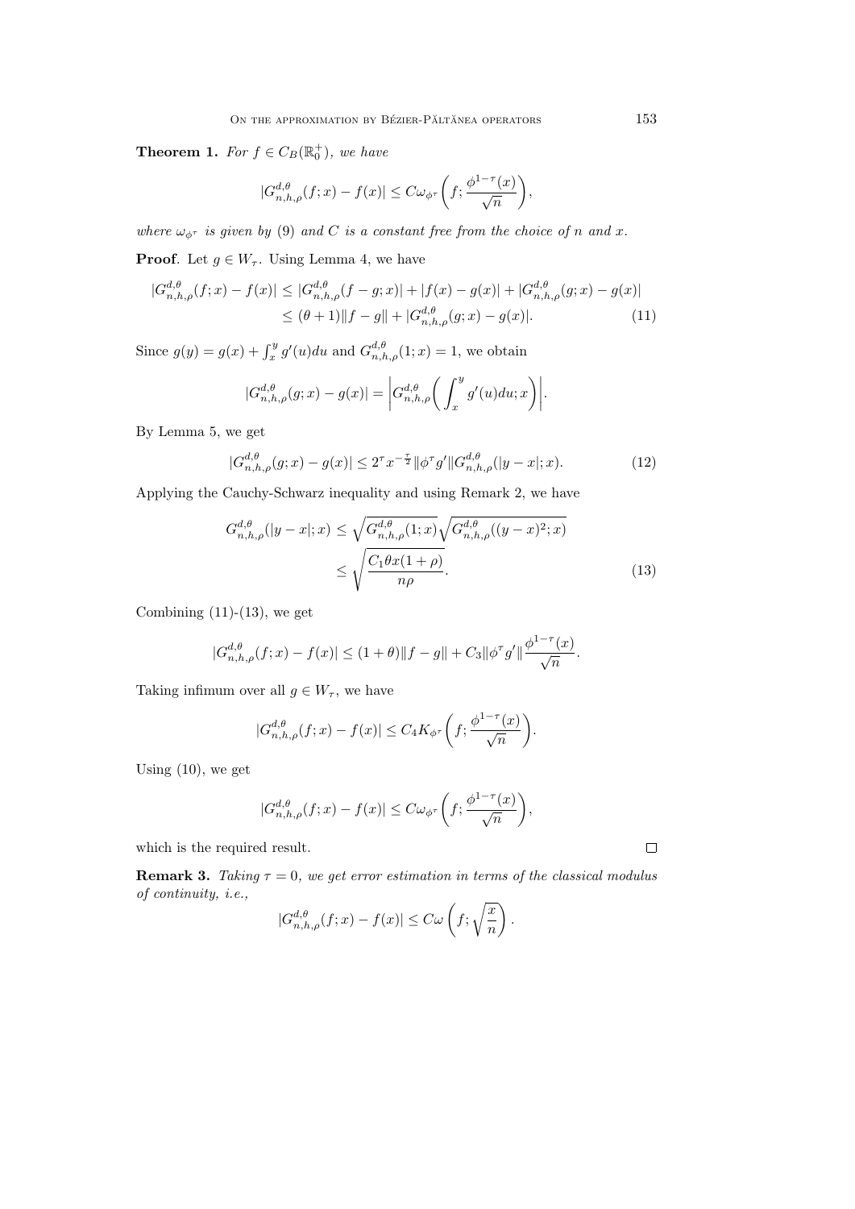**Theorem 1.** *For $f \in C_B(\mathbb{R}_0^+)$, we have*

$$|G_{n,h,\rho}^{d,\theta}(f;x) - f(x)| \leq C\omega_{\phi^\tau}\bigg(f; \frac{\phi^{1-\tau}(x)}{\sqrt{n}}\bigg),$$

*where $\omega_{\phi^\tau}$ is given by* (9) *and $C$ is a constant free from the choice of $n$ and $x$.*

**Proof**. Let $g \in W_\tau$. Using Lemma 4, we have

$$\begin{aligned}
|G_{n,h,\rho}^{d,\theta}(f;x) - f(x)| &\leq |G_{n,h,\rho}^{d,\theta}(f-g;x)| + |f(x) - g(x)| + |G_{n,h,\rho}^{d,\theta}(g;x) - g(x)| \\
&\leq (\theta+1)\|f-g\| + |G_{n,h,\rho}^{d,\theta}(g;x) - g(x)|. \qquad (11)
\end{aligned}$$

Since $g(y) = g(x) + \int_x^y g'(u)du$ and $G_{n,h,\rho}^{d,\theta}(1;x) = 1$, we obtain

$$|G_{n,h,\rho}^{d,\theta}(g;x) - g(x)| = \bigg|G_{n,h,\rho}^{d,\theta}\bigg(\int_x^y g'(u)du; x\bigg)\bigg|.$$

By Lemma 5, we get

$$|G_{n,h,\rho}^{d,\theta}(g;x) - g(x)| \leq 2^\tau x^{-\frac{\tau}{2}}\|\phi^\tau g'\| G_{n,h,\rho}^{d,\theta}(|y-x|;x). \qquad (12)$$

Applying the Cauchy-Schwarz inequality and using Remark 2, we have

$$\begin{aligned}
G_{n,h,\rho}^{d,\theta}(|y-x|;x) &\leq \sqrt{G_{n,h,\rho}^{d,\theta}(1;x)}\sqrt{G_{n,h,\rho}^{d,\theta}((y-x)^2;x)} \\
&\leq \sqrt{\frac{C_1\theta x(1+\rho)}{n\rho}}. \qquad (13)
\end{aligned}$$

Combining (11)-(13), we get

$$|G_{n,h,\rho}^{d,\theta}(f;x) - f(x)| \leq (1+\theta)\|f-g\| + C_3\|\phi^\tau g'\|\frac{\phi^{1-\tau}(x)}{\sqrt{n}}.$$

Taking infimum over all $g \in W_\tau$, we have

$$|G_{n,h,\rho}^{d,\theta}(f;x) - f(x)| \leq C_4 K_{\phi^\tau}\bigg(f; \frac{\phi^{1-\tau}(x)}{\sqrt{n}}\bigg).$$

Using (10), we get

$$|G_{n,h,\rho}^{d,\theta}(f;x) - f(x)| \leq C\omega_{\phi^\tau}\bigg(f; \frac{\phi^{1-\tau}(x)}{\sqrt{n}}\bigg),$$

which is the required result. □

**Remark 3.** *Taking $\tau = 0$, we get error estimation in terms of the classical modulus of continuity, i.e.,*

$$|G_{n,h,\rho}^{d,\theta}(f;x) - f(x)| \leq C\omega\left(f; \sqrt{\frac{x}{n}}\right).$$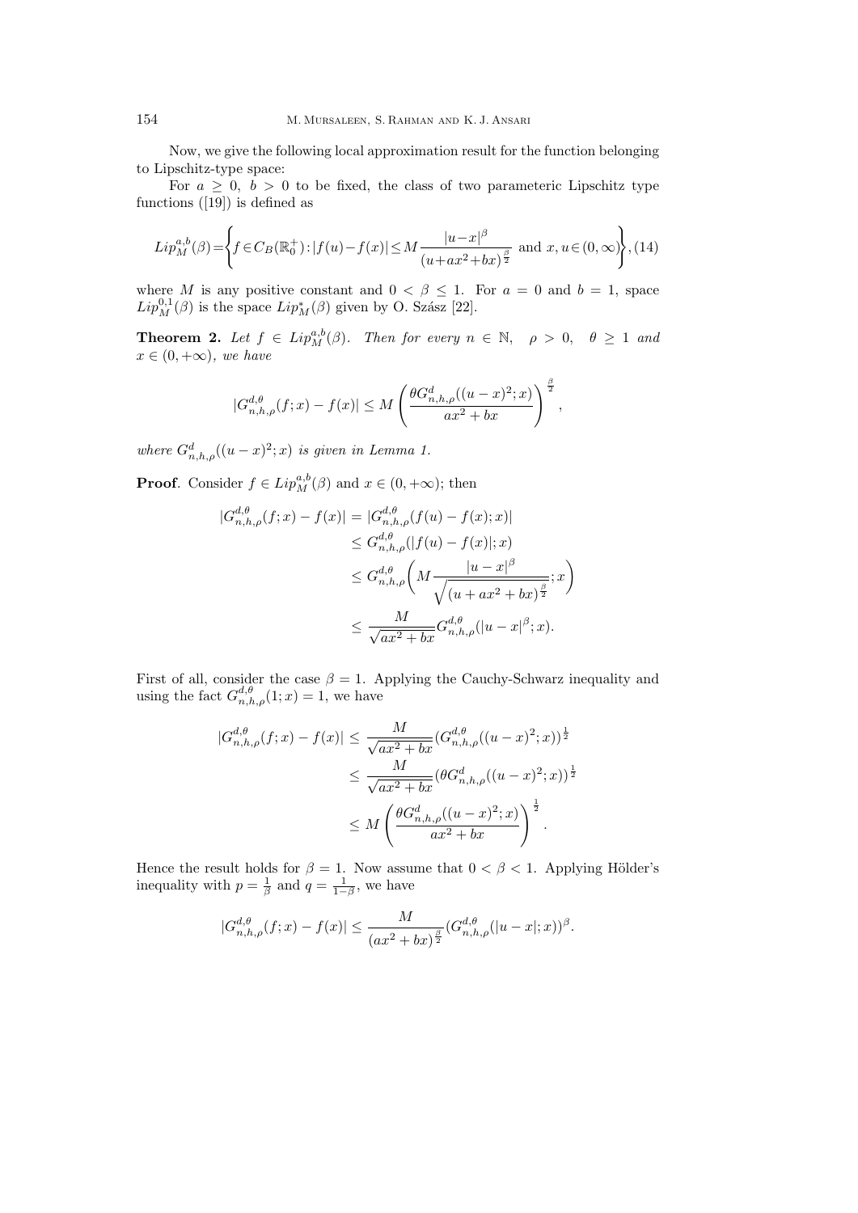Now, we give the following local approximation result for the function belonging to Lipschitz-type space:

For $a \geq 0$, $b > 0$ to be fixed, the class of two parameteric Lipschitz type functions ([19]) is defined as

$$Lip_M^{a,b}(\beta)=\left\{f\in C_B(\mathbb{R}_0^+):|f(u)-f(x)|\leq M\frac{|u-x|^\beta}{(u+ax^2+bx)^{\frac{\beta}{2}}} \text{ and } x,u\in(0,\infty)\right\}, (14)$$

where $M$ is any positive constant and $0 < \beta \leq 1$. For $a = 0$ and $b = 1$, space $Lip_M^{0,1}(\beta)$ is the space $Lip_M^*(\beta)$ given by O. Szász [22].

**Theorem 2.** *Let $f \in Lip_M^{a,b}(\beta)$. Then for every $n \in \mathbb{N}$, $\rho > 0$, $\theta \geq 1$ and $x \in (0, +\infty)$, we have*

$$|G_{n,h,\rho}^{d,\theta}(f;x)-f(x)| \leq M\left(\frac{\theta G_{n,h,\rho}^d((u-x)^2;x)}{ax^2+bx}\right)^{\frac{\beta}{2}},$$

*where $G_{n,h,\rho}^d((u-x)^2;x)$ is given in Lemma 1.*

**Proof**. Consider $f \in Lip_M^{a,b}(\beta)$ and $x \in (0, +\infty)$; then

$$\begin{aligned}
|G_{n,h,\rho}^{d,\theta}(f;x)-f(x)| &= |G_{n,h,\rho}^{d,\theta}(f(u)-f(x);x)| \\
&\leq G_{n,h,\rho}^{d,\theta}(|f(u)-f(x)|;x) \\
&\leq G_{n,h,\rho}^{d,\theta}\left(M\frac{|u-x|^\beta}{\sqrt{(u+ax^2+bx)^{\frac{\beta}{2}}}};x\right) \\
&\leq \frac{M}{\sqrt{ax^2+bx}}G_{n,h,\rho}^{d,\theta}(|u-x|^\beta;x).
\end{aligned}$$

First of all, consider the case $\beta = 1$. Applying the Cauchy-Schwarz inequality and using the fact $G_{n,h,\rho}^{d,\theta}(1;x) = 1$, we have

$$\begin{aligned}
|G_{n,h,\rho}^{d,\theta}(f;x)-f(x)| &\leq \frac{M}{\sqrt{ax^2+bx}}(G_{n,h,\rho}^{d,\theta}((u-x)^2;x))^{\frac{1}{2}} \\
&\leq \frac{M}{\sqrt{ax^2+bx}}(\theta G_{n,h,\rho}^{d}((u-x)^2;x))^{\frac{1}{2}} \\
&\leq M\left(\frac{\theta G_{n,h,\rho}^d((u-x)^2;x)}{ax^2+bx}\right)^{\frac{1}{2}}.
\end{aligned}$$

Hence the result holds for $\beta = 1$. Now assume that $0 < \beta < 1$. Applying Hölder's inequality with $p = \frac{1}{\beta}$ and $q = \frac{1}{1-\beta}$, we have

$$|G_{n,h,\rho}^{d,\theta}(f;x)-f(x)| \leq \frac{M}{(ax^2+bx)^{\frac{\beta}{2}}}(G_{n,h,\rho}^{d,\theta}(|u-x|;x))^\beta.$$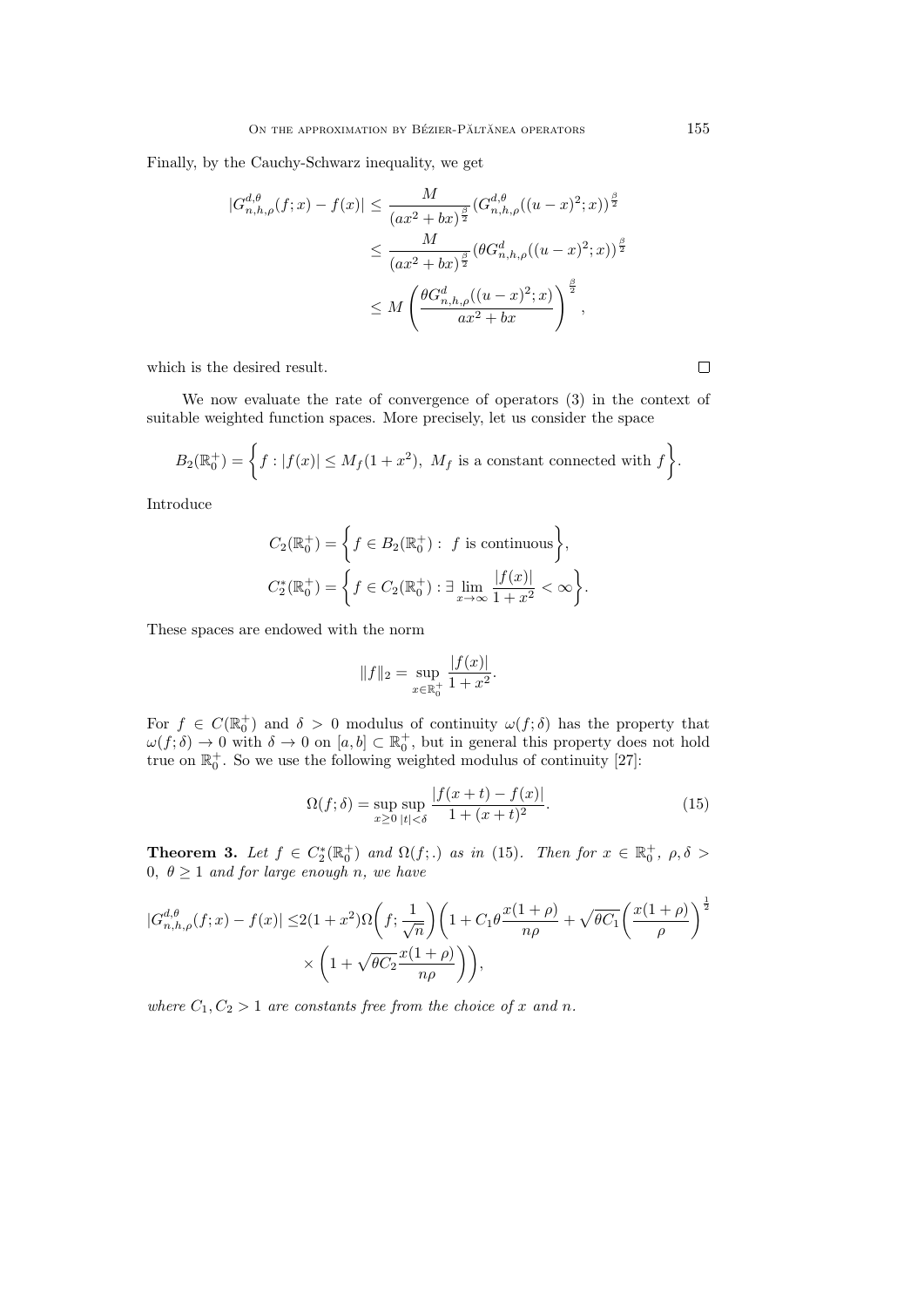Finally, by the Cauchy-Schwarz inequality, we get

$$
\begin{aligned}
|G_{n,h,\rho}^{d,\theta}(f;x)-f(x)| &\leq \frac{M}{(ax^2+bx)^{\frac{\beta}{2}}}(G_{n,h,\rho}^{d,\theta}((u-x)^2;x))^{\frac{\beta}{2}} \\
&\leq \frac{M}{(ax^2+bx)^{\frac{\beta}{2}}}(\theta G_{n,h,\rho}^{d}((u-x)^2;x))^{\frac{\beta}{2}} \\
&\leq M\left(\frac{\theta G_{n,h,\rho}^{d}((u-x)^2;x)}{ax^2+bx}\right)^{\frac{\beta}{2}},
\end{aligned}
$$

which is the desired result. □

We now evaluate the rate of convergence of operators (3) in the context of suitable weighted function spaces. More precisely, let us consider the space

$$
B_2(\mathbb{R}_0^+) = \left\{ f : |f(x)| \leq M_f(1+x^2),\ M_f \text{ is a constant connected with } f \right\}.
$$

Introduce

$$
C_2(\mathbb{R}_0^+) = \left\{ f \in B_2(\mathbb{R}_0^+) :\ f \text{ is continuous} \right\},
$$

$$
C_2^*(\mathbb{R}_0^+) = \left\{ f \in C_2(\mathbb{R}_0^+) : \exists \lim_{x\to\infty} \frac{|f(x)|}{1+x^2} < \infty \right\}.
$$

These spaces are endowed with the norm

$$
\|f\|_2 = \sup_{x\in\mathbb{R}_0^+} \frac{|f(x)|}{1+x^2}.
$$

For $f \in C(\mathbb{R}_0^+)$ and $\delta > 0$ modulus of continuity $\omega(f;\delta)$ has the property that $\omega(f;\delta) \to 0$ with $\delta \to 0$ on $[a,b] \subset \mathbb{R}_0^+$, but in general this property does not hold true on $\mathbb{R}_0^+$. So we use the following weighted modulus of continuity [27]:

$$
\Omega(f;\delta) = \sup_{x\geq 0}\sup_{|t|<\delta} \frac{|f(x+t)-f(x)|}{1+(x+t)^2}. \tag{15}
$$

**Theorem 3.** *Let $f \in C_2^*(\mathbb{R}_0^+)$ and $\Omega(f;.)$ as in (15). Then for $x \in \mathbb{R}_0^+$, $\rho, \delta > 0$, $\theta \geq 1$ and for large enough $n$, we have*

$$
\begin{aligned}
|G_{n,h,\rho}^{d,\theta}(f;x)-f(x)| \leq & 2(1+x^2)\Omega\bigg(f;\frac{1}{\sqrt{n}}\bigg)\bigg(1 + C_1\theta\frac{x(1+\rho)}{n\rho} + \sqrt{\theta C_1}\bigg(\frac{x(1+\rho)}{\rho}\bigg)^{\frac{1}{2}} \\
& \times \bigg(1+\sqrt{\theta C_2}\frac{x(1+\rho)}{n\rho}\bigg)\bigg),
\end{aligned}
$$

*where $C_1, C_2 > 1$ are constants free from the choice of $x$ and $n$.*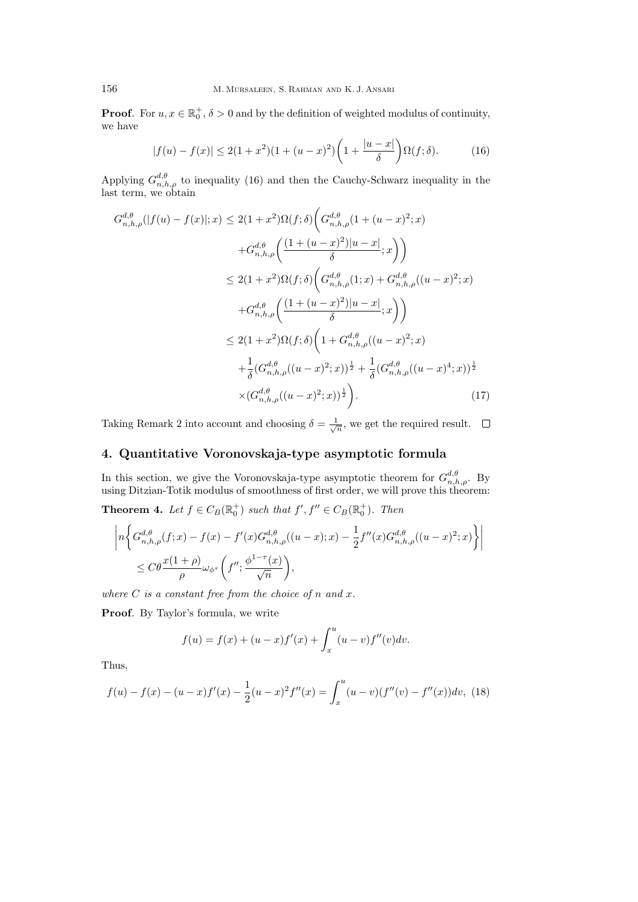**Proof**. For $u, x \in \mathbb{R}_0^+$, $\delta > 0$ and by the definition of weighted modulus of continuity, we have

$$|f(u) - f(x)| \le 2(1 + x^2)(1 + (u - x)^2)\bigg(1 + \frac{|u - x|}{\delta}\bigg)\Omega(f; \delta). \tag{16}$$

Applying $G_{n,h,\rho}^{d,\theta}$ to inequality (16) and then the Cauchy-Schwarz inequality in the last term, we obtain

$$\begin{aligned}
G_{n,h,\rho}^{d,\theta}(|f(u) - f(x)|; x) &\le 2(1 + x^2)\Omega(f; \delta)\bigg(G_{n,h,\rho}^{d,\theta}(1 + (u - x)^2; x) \\
&\quad + G_{n,h,\rho}^{d,\theta}\bigg(\frac{(1 + (u - x)^2)|u - x|}{\delta}; x\bigg)\bigg) \\
&\le 2(1 + x^2)\Omega(f; \delta)\bigg(G_{n,h,\rho}^{d,\theta}(1; x) + G_{n,h,\rho}^{d,\theta}((u - x)^2; x) \\
&\quad + G_{n,h,\rho}^{d,\theta}\bigg(\frac{(1 + (u - x)^2)|u - x|}{\delta}; x\bigg)\bigg) \\
&\le 2(1 + x^2)\Omega(f; \delta)\bigg(1 + G_{n,h,\rho}^{d,\theta}((u - x)^2; x) \\
&\quad + \frac{1}{\delta}(G_{n,h,\rho}^{d,\theta}((u - x)^2; x))^{\frac{1}{2}} + \frac{1}{\delta}(G_{n,h,\rho}^{d,\theta}((u - x)^4; x))^{\frac{1}{2}} \\
&\quad \times (G_{n,h,\rho}^{d,\theta}((u - x)^2; x))^{\frac{1}{2}}\bigg).
\end{aligned} \tag{17}$$

Taking Remark 2 into account and choosing $\delta = \frac{1}{\sqrt{n}}$, we get the required result. $\square$

## 4. Quantitative Voronovskaja-type asymptotic formula

In this section, we give the Voronovskaja-type asymptotic theorem for $G_{n,h,\rho}^{d,\theta}$. By using Ditzian-Totik modulus of smoothness of first order, we will prove this theorem:

**Theorem 4.** *Let $f \in C_B(\mathbb{R}_0^+)$ such that $f', f'' \in C_B(\mathbb{R}_0^+)$. Then*

$$\begin{aligned}
&\bigg|n\bigg\{G_{n,h,\rho}^{d,\theta}(f; x) - f(x) - f'(x)G_{n,h,\rho}^{d,\theta}((u - x); x) - \frac{1}{2}f''(x)G_{n,h,\rho}^{d,\theta}((u - x)^2; x)\bigg\}\bigg| \\
&\quad \le C\theta\frac{x(1 + \rho)}{\rho}\omega_{\phi^\tau}\bigg(f''; \frac{\phi^{1-\tau}(x)}{\sqrt{n}}\bigg),
\end{aligned}$$

*where $C$ is a constant free from the choice of $n$ and $x$.*

**Proof**. By Taylor's formula, we write

$$f(u) = f(x) + (u - x)f'(x) + \int_x^u (u - v)f''(v)dv.$$

Thus,

$$f(u) - f(x) - (u - x)f'(x) - \frac{1}{2}(u - x)^2 f''(x) = \int_x^u (u - v)(f''(v) - f''(x))dv, \tag{18}$$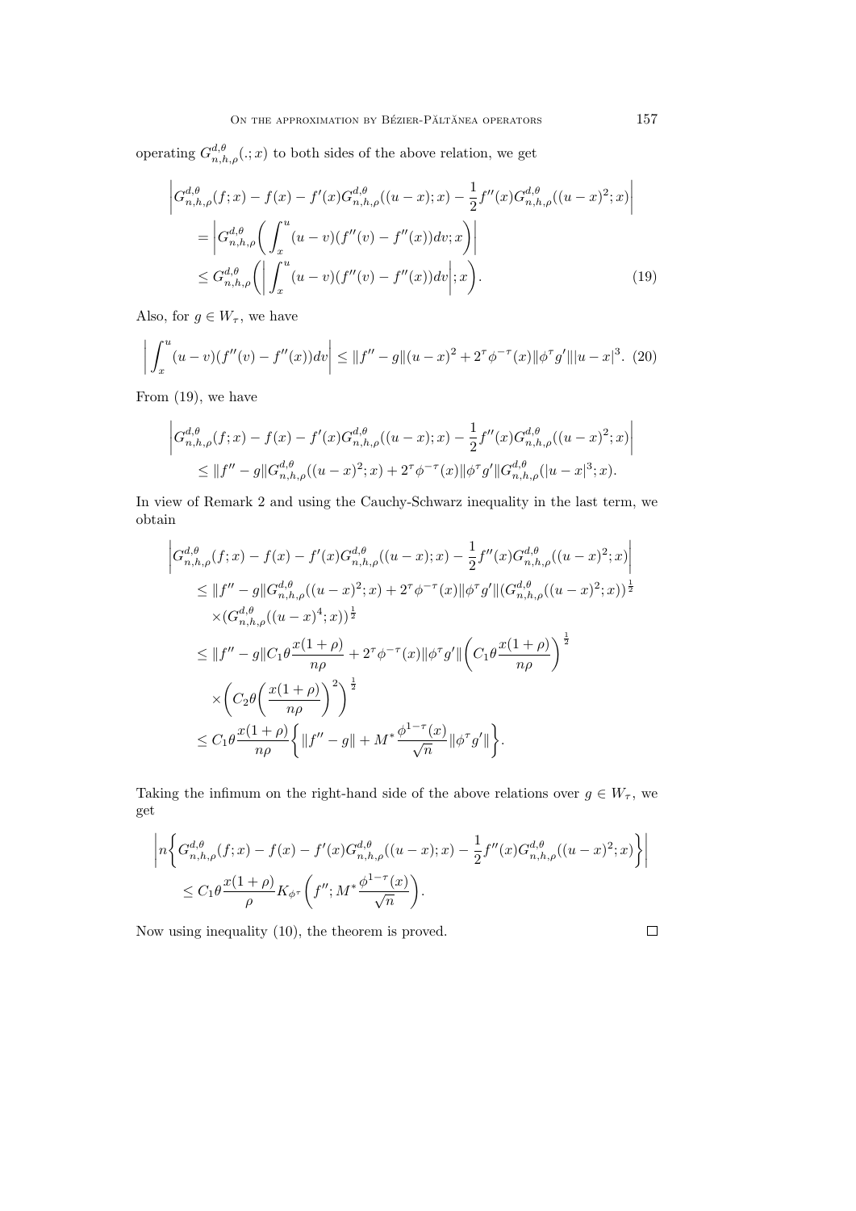operating $G_{n,h,\rho}^{d,\theta}(.;x)$ to both sides of the above relation, we get

$$
\begin{aligned}
&\left| G_{n,h,\rho}^{d,\theta}(f;x) - f(x) - f'(x) G_{n,h,\rho}^{d,\theta}((u-x);x) - \frac{1}{2} f''(x) G_{n,h,\rho}^{d,\theta}((u-x)^2;x) \right| \\
&\quad = \left| G_{n,h,\rho}^{d,\theta}\bigg( \int_x^u (u-v)(f''(v) - f''(x)) dv; x \bigg) \right| \\
&\quad \leq G_{n,h,\rho}^{d,\theta}\bigg( \bigg| \int_x^u (u-v)(f''(v) - f''(x)) dv \bigg| ; x \bigg). \qquad (19)
\end{aligned}
$$

Also, for $g \in W_\tau$, we have

$$
\left| \int_x^u (u-v)(f''(v) - f''(x)) dv \right| \leq \|f'' - g\| (u-x)^2 + 2^\tau \phi^{-\tau}(x) \|\phi^\tau g'\| |u-x|^3. \quad (20)
$$

From (19), we have

$$
\begin{aligned}
&\left| G_{n,h,\rho}^{d,\theta}(f;x) - f(x) - f'(x) G_{n,h,\rho}^{d,\theta}((u-x);x) - \frac{1}{2} f''(x) G_{n,h,\rho}^{d,\theta}((u-x)^2;x) \right| \\
&\quad \leq \|f'' - g\| G_{n,h,\rho}^{d,\theta}((u-x)^2;x) + 2^\tau \phi^{-\tau}(x) \|\phi^\tau g'\| G_{n,h,\rho}^{d,\theta}(|u-x|^3;x).
\end{aligned}
$$

In view of Remark 2 and using the Cauchy-Schwarz inequality in the last term, we obtain

$$
\begin{aligned}
&\left| G_{n,h,\rho}^{d,\theta}(f;x) - f(x) - f'(x) G_{n,h,\rho}^{d,\theta}((u-x);x) - \frac{1}{2} f''(x) G_{n,h,\rho}^{d,\theta}((u-x)^2;x) \right| \\
&\quad \leq \|f'' - g\| G_{n,h,\rho}^{d,\theta}((u-x)^2;x) + 2^\tau \phi^{-\tau}(x) \|\phi^\tau g'\| (G_{n,h,\rho}^{d,\theta}((u-x)^2;x))^{\frac{1}{2}} \\
&\qquad \times (G_{n,h,\rho}^{d,\theta}((u-x)^4;x))^{\frac{1}{2}} \\
&\quad \leq \|f'' - g\| C_1 \theta \frac{x(1+\rho)}{n\rho} + 2^\tau \phi^{-\tau}(x) \|\phi^\tau g'\| \bigg( C_1 \theta \frac{x(1+\rho)}{n\rho} \bigg)^{\frac{1}{2}} \\
&\qquad \times \bigg( C_2 \theta \bigg( \frac{x(1+\rho)}{n\rho} \bigg)^2 \bigg)^{\frac{1}{2}} \\
&\quad \leq C_1 \theta \frac{x(1+\rho)}{n\rho} \bigg\{ \|f'' - g\| + M^* \frac{\phi^{1-\tau}(x)}{\sqrt{n}} \|\phi^\tau g'\| \bigg\}.
\end{aligned}
$$

Taking the infimum on the right-hand side of the above relations over $g \in W_\tau$, we get

$$
\begin{aligned}
&\left| n \bigg\{ G_{n,h,\rho}^{d,\theta}(f;x) - f(x) - f'(x) G_{n,h,\rho}^{d,\theta}((u-x);x) - \frac{1}{2} f''(x) G_{n,h,\rho}^{d,\theta}((u-x)^2;x) \bigg\} \right| \\
&\quad \leq C_1 \theta \frac{x(1+\rho)}{\rho} K_{\phi^\tau} \bigg( f''; M^* \frac{\phi^{1-\tau}(x)}{\sqrt{n}} \bigg).
\end{aligned}
$$

Now using inequality (10), the theorem is proved. $\square$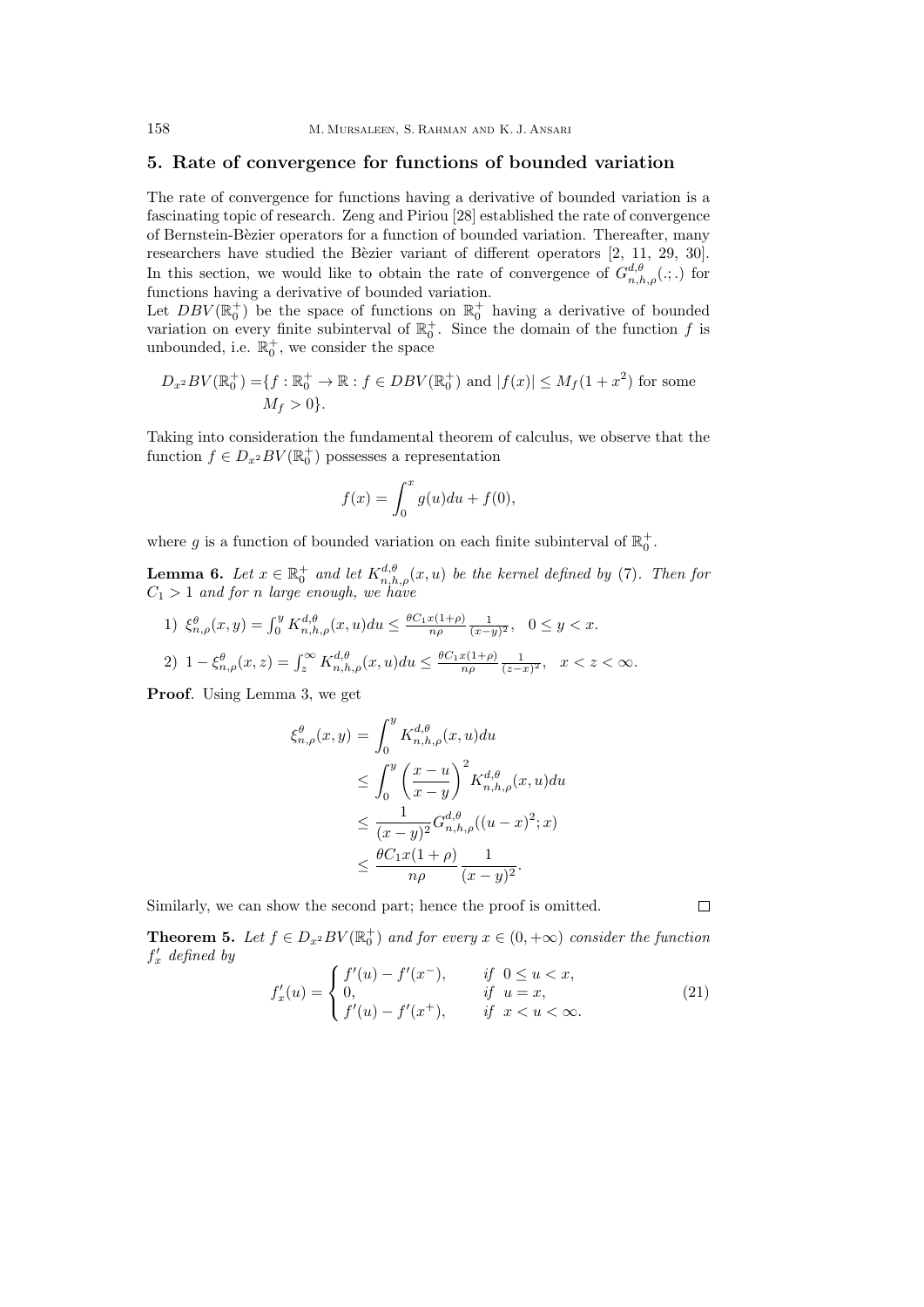## 5. Rate of convergence for functions of bounded variation

The rate of convergence for functions having a derivative of bounded variation is a fascinating topic of research. Zeng and Piriou [28] established the rate of convergence of Bernstein-Bèzier operators for a function of bounded variation. Thereafter, many researchers have studied the Bèzier variant of different operators [2, 11, 29, 30]. In this section, we would like to obtain the rate of convergence of $G_{n,h,\rho}^{d,\theta}(.;.)$ for functions having a derivative of bounded variation.

Let $DBV(\mathbb{R}_0^+)$ be the space of functions on $\mathbb{R}_0^+$ having a derivative of bounded variation on every finite subinterval of $\mathbb{R}_0^+$. Since the domain of the function $f$ is unbounded, i.e. $\mathbb{R}_0^+$, we consider the space

$$D_{x^2}BV(\mathbb{R}_0^+) = \{f : \mathbb{R}_0^+ \to \mathbb{R} : f \in DBV(\mathbb{R}_0^+) \text{ and } |f(x)| \leq M_f(1+x^2) \text{ for some } M_f > 0\}.$$

Taking into consideration the fundamental theorem of calculus, we observe that the function $f \in D_{x^2}BV(\mathbb{R}_0^+)$ possesses a representation

$$f(x) = \int_0^x g(u)du + f(0),$$

where $g$ is a function of bounded variation on each finite subinterval of $\mathbb{R}_0^+$.

**Lemma 6.** *Let $x \in \mathbb{R}_0^+$ and let $K_{n,h,\rho}^{d,\theta}(x,u)$ be the kernel defined by (7). Then for $C_1 > 1$ and for $n$ large enough, we have*

1) $\xi_{n,\rho}^{\theta}(x,y) = \int_0^y K_{n,h,\rho}^{d,\theta}(x,u)du \leq \frac{\theta C_1 x(1+\rho)}{n\rho}\frac{1}{(x-y)^2}, \quad 0 \leq y < x.$

2) $1 - \xi_{n,\rho}^{\theta}(x,z) = \int_z^{\infty} K_{n,h,\rho}^{d,\theta}(x,u)du \leq \frac{\theta C_1 x(1+\rho)}{n\rho}\frac{1}{(z-x)^2}, \quad x < z < \infty.$

**Proof**. Using Lemma 3, we get

$$\begin{aligned}
\xi_{n,\rho}^{\theta}(x,y) &= \int_0^y K_{n,h,\rho}^{d,\theta}(x,u)du \\
&\leq \int_0^y \left(\frac{x-u}{x-y}\right)^2 K_{n,h,\rho}^{d,\theta}(x,u)du \\
&\leq \frac{1}{(x-y)^2} G_{n,h,\rho}^{d,\theta}((u-x)^2;x) \\
&\leq \frac{\theta C_1 x(1+\rho)}{n\rho}\frac{1}{(x-y)^2}.
\end{aligned}$$

Similarly, we can show the second part; hence the proof is omitted. $\square$

**Theorem 5.** *Let $f \in D_{x^2}BV(\mathbb{R}_0^+)$ and for every $x \in (0,+\infty)$ consider the function $f_x'$ defined by*

$$f_x'(u) = \begin{cases} f'(u) - f'(x^-), & \text{if } 0 \leq u < x, \\ 0, & \text{if } u = x, \\ f'(u) - f'(x^+), & \text{if } x < u < \infty. \end{cases} \tag{21}$$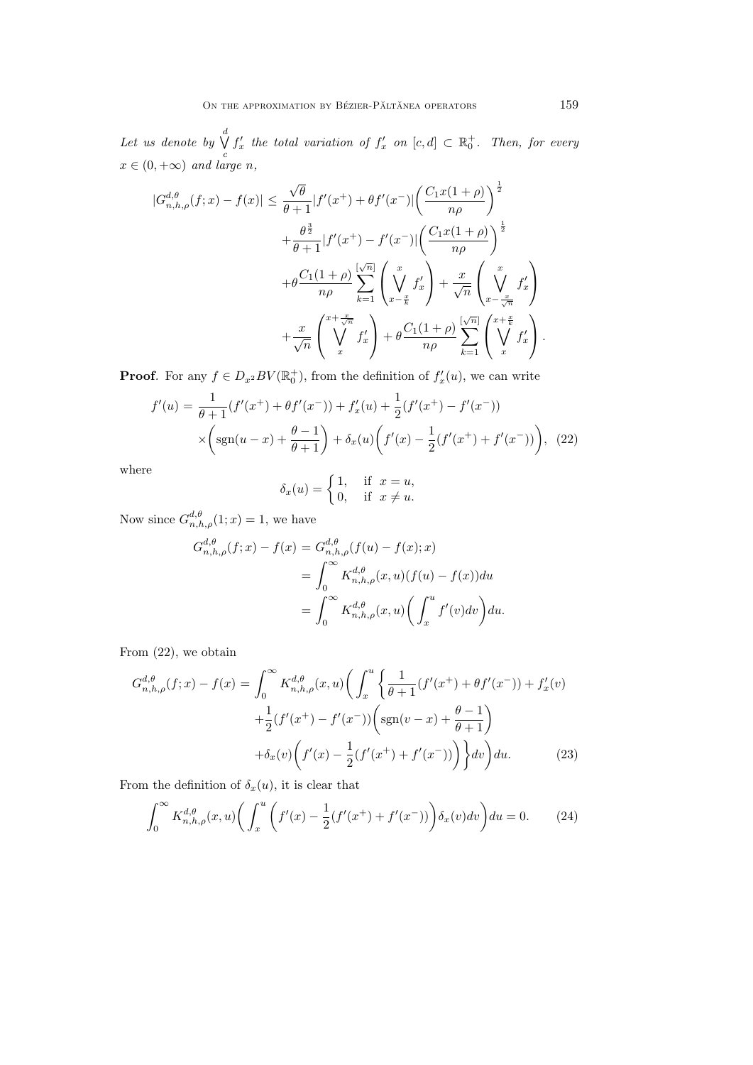*Let us denote by* $\bigvee_c^d f'_x$ *the total variation of* $f'_x$ *on* $[c,d] \subset \mathbb{R}_0^+$*. Then, for every* $x \in (0,+\infty)$ *and large* $n$,

$$
\begin{aligned}
|G_{n,h,\rho}^{d,\theta}(f;x) - f(x)| \leq\ & \frac{\sqrt{\theta}}{\theta+1}|f'(x^+) + \theta f'(x^-)|\left(\frac{C_1 x(1+\rho)}{n\rho}\right)^{\frac{1}{2}} \\
&+ \frac{\theta^{\frac{3}{2}}}{\theta+1}|f'(x^+) - f'(x^-)|\left(\frac{C_1 x(1+\rho)}{n\rho}\right)^{\frac{1}{2}} \\
&+ \theta\frac{C_1(1+\rho)}{n\rho}\sum_{k=1}^{[\sqrt{n}]}\left(\bigvee_{x-\frac{x}{k}}^{x} f'_x\right) + \frac{x}{\sqrt{n}}\left(\bigvee_{x-\frac{x}{\sqrt{n}}}^{x} f'_x\right) \\
&+ \frac{x}{\sqrt{n}}\left(\bigvee_{x}^{x+\frac{x}{\sqrt{n}}} f'_x\right) + \theta\frac{C_1(1+\rho)}{n\rho}\sum_{k=1}^{[\sqrt{n}]}\left(\bigvee_{x}^{x+\frac{x}{k}} f'_x\right).
\end{aligned}
$$

**Proof**. For any $f \in D_{x^2}BV(\mathbb{R}_0^+)$, from the definition of $f'_x(u)$, we can write

$$
\begin{aligned}
f'(u) = & \frac{1}{\theta+1}(f'(x^+) + \theta f'(x^-)) + f'_x(u) + \frac{1}{2}(f'(x^+) - f'(x^-)) \\
& \times\left(\operatorname{sgn}(u-x) + \frac{\theta-1}{\theta+1}\right) + \delta_x(u)\left(f'(x) - \frac{1}{2}(f'(x^+) + f'(x^-))\right), \quad (22)
\end{aligned}
$$

where

$$
\delta_x(u) = \begin{cases} 1, & \text{if } x = u, \\ 0, & \text{if } x \neq u. \end{cases}
$$

Now since $G_{n,h,\rho}^{d,\theta}(1;x) = 1$, we have

$$
\begin{aligned}
G_{n,h,\rho}^{d,\theta}(f;x) - f(x) &= G_{n,h,\rho}^{d,\theta}(f(u) - f(x);x) \\
&= \int_0^\infty K_{n,h,\rho}^{d,\theta}(x,u)(f(u) - f(x))du \\
&= \int_0^\infty K_{n,h,\rho}^{d,\theta}(x,u)\left(\int_x^u f'(v)dv\right)du.
\end{aligned}
$$

From (22), we obtain

$$
\begin{aligned}
G_{n,h,\rho}^{d,\theta}(f;x) - f(x) = \int_0^\infty K_{n,h,\rho}^{d,\theta}(x,u)\bigg(\int_x^u \bigg\{ & \frac{1}{\theta+1}(f'(x^+) + \theta f'(x^-)) + f'_x(v) \\
& + \frac{1}{2}(f'(x^+) - f'(x^-))\left(\operatorname{sgn}(v-x) + \frac{\theta-1}{\theta+1}\right) \\
& + \delta_x(v)\left(f'(x) - \frac{1}{2}(f'(x^+) + f'(x^-))\right)\bigg\}dv\bigg)du. \quad (23)
\end{aligned}
$$

From the definition of $\delta_x(u)$, it is clear that

$$
\int_0^\infty K_{n,h,\rho}^{d,\theta}(x,u)\left(\int_x^u \left(f'(x) - \frac{1}{2}(f'(x^+) + f'(x^-))\right)\delta_x(v)dv\right)du = 0. \quad (24)
$$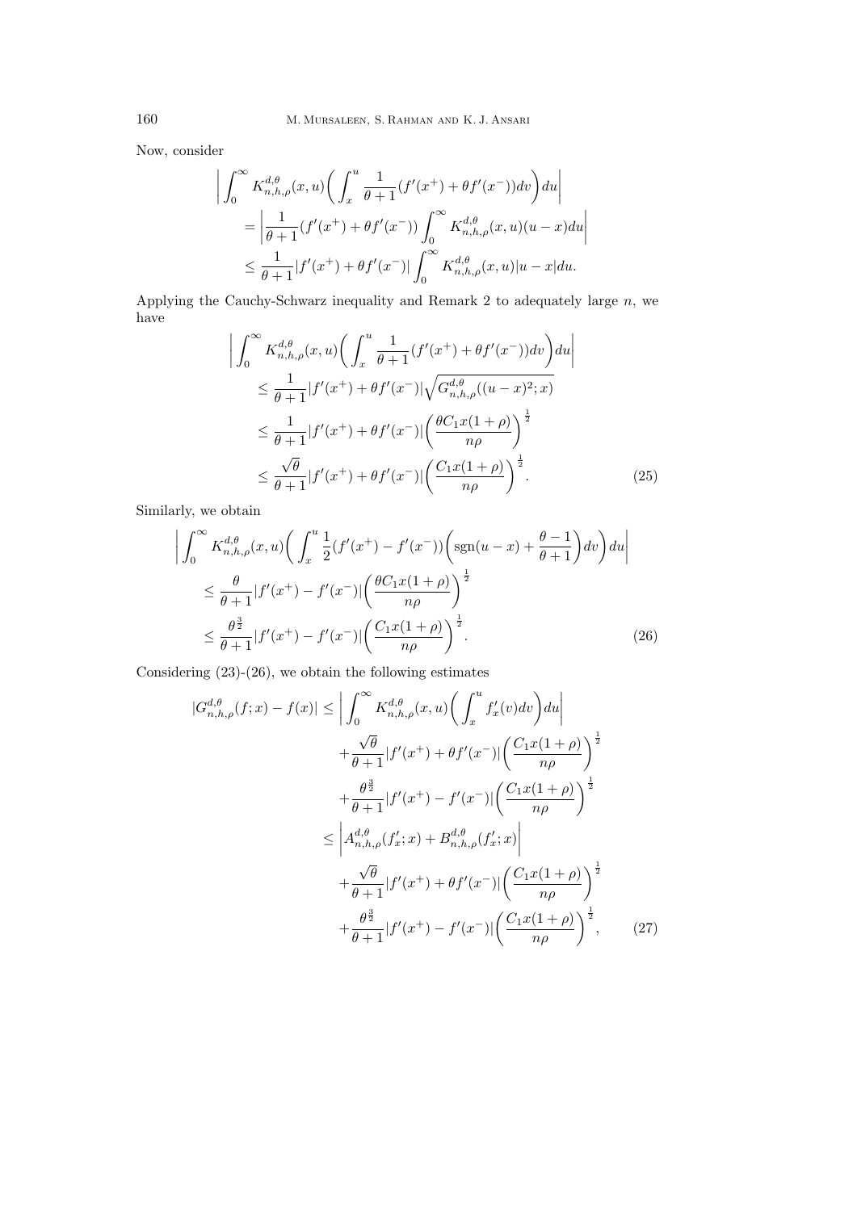Now, consider

$$
\begin{aligned}
\bigg| \int_0^\infty K_{n,h,\rho}^{d,\theta}(x,u)\bigg(\int_x^u \frac{1}{\theta+1}(f'(x^+)+\theta f'(x^-))dv\bigg)du\bigg| \\
= \bigg|\frac{1}{\theta+1}(f'(x^+)+\theta f'(x^-))\int_0^\infty K_{n,h,\rho}^{d,\theta}(x,u)(u-x)du\bigg| \\
\leq \frac{1}{\theta+1}|f'(x^+)+\theta f'(x^-)|\int_0^\infty K_{n,h,\rho}^{d,\theta}(x,u)|u-x|du.
\end{aligned}
$$

Applying the Cauchy-Schwarz inequality and Remark 2 to adequately large $n$, we have

$$
\begin{aligned}
\bigg| \int_0^\infty K_{n,h,\rho}^{d,\theta}(x,u)\bigg(\int_x^u \frac{1}{\theta+1}(f'(x^+)+\theta f'(x^-))dv\bigg)du\bigg| \\
\leq \frac{1}{\theta+1}|f'(x^+)+\theta f'(x^-)|\sqrt{G_{n,h,\rho}^{d,\theta}((u-x)^2;x)} \\
\leq \frac{1}{\theta+1}|f'(x^+)+\theta f'(x^-)|\bigg(\frac{\theta C_1 x(1+\rho)}{n\rho}\bigg)^{\frac{1}{2}} \\
\leq \frac{\sqrt{\theta}}{\theta+1}|f'(x^+)+\theta f'(x^-)|\bigg(\frac{C_1 x(1+\rho)}{n\rho}\bigg)^{\frac{1}{2}}. \qquad (25)
\end{aligned}
$$

Similarly, we obtain

$$
\begin{aligned}
\bigg| \int_0^\infty K_{n,h,\rho}^{d,\theta}(x,u)\bigg(\int_x^u \frac{1}{2}(f'(x^+)-f'(x^-))\bigg(\operatorname{sgn}(u-x)+\frac{\theta-1}{\theta+1}\bigg)dv\bigg)du\bigg| \\
\leq \frac{\theta}{\theta+1}|f'(x^+)-f'(x^-)|\bigg(\frac{\theta C_1 x(1+\rho)}{n\rho}\bigg)^{\frac{1}{2}} \\
\leq \frac{\theta^{\frac{3}{2}}}{\theta+1}|f'(x^+)-f'(x^-)|\bigg(\frac{C_1 x(1+\rho)}{n\rho}\bigg)^{\frac{1}{2}}. \qquad (26)
\end{aligned}
$$

Considering (23)-(26), we obtain the following estimates

$$
\begin{aligned}
|G_{n,h,\rho}^{d,\theta}(f;x)-f(x)| \leq \bigg| \int_0^\infty K_{n,h,\rho}^{d,\theta}(x,u)\bigg(\int_x^u f_x'(v)dv\bigg)du\bigg| \\
+\frac{\sqrt{\theta}}{\theta+1}|f'(x^+)+\theta f'(x^-)|\bigg(\frac{C_1 x(1+\rho)}{n\rho}\bigg)^{\frac{1}{2}} \\
+\frac{\theta^{\frac{3}{2}}}{\theta+1}|f'(x^+)-f'(x^-)|\bigg(\frac{C_1 x(1+\rho)}{n\rho}\bigg)^{\frac{1}{2}} \\
\leq \bigg|A_{n,h,\rho}^{d,\theta}(f_x';x)+B_{n,h,\rho}^{d,\theta}(f_x';x)\bigg| \\
+\frac{\sqrt{\theta}}{\theta+1}|f'(x^+)+\theta f'(x^-)|\bigg(\frac{C_1 x(1+\rho)}{n\rho}\bigg)^{\frac{1}{2}} \\
+\frac{\theta^{\frac{3}{2}}}{\theta+1}|f'(x^+)-f'(x^-)|\bigg(\frac{C_1 x(1+\rho)}{n\rho}\bigg)^{\frac{1}{2}}, \qquad (27)
\end{aligned}
$$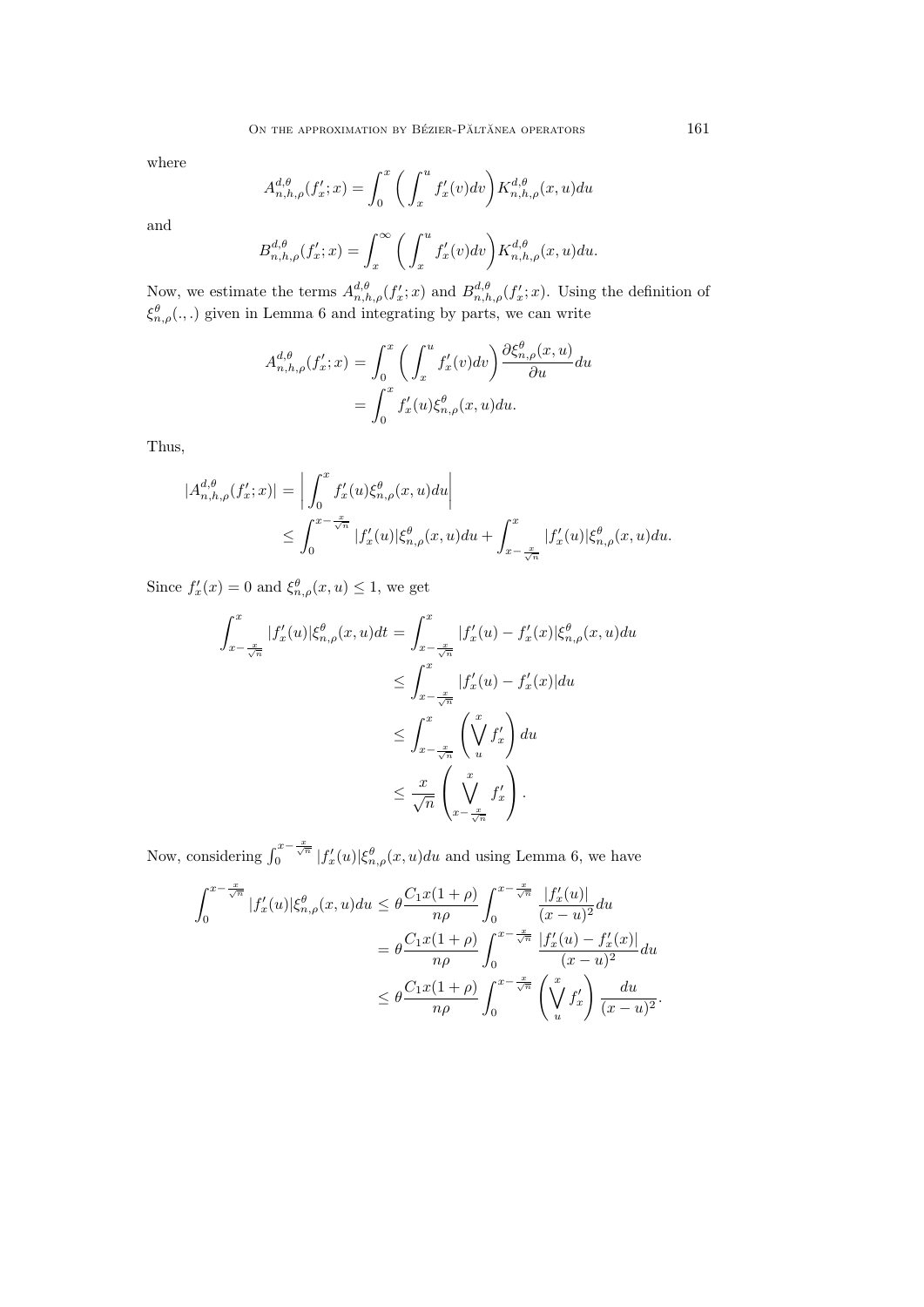where

$$A_{n,h,\rho}^{d,\theta}(f_x';x)=\int_0^x\left(\int_x^u f_x'(v)dv\right)K_{n,h,\rho}^{d,\theta}(x,u)du$$

and

$$B_{n,h,\rho}^{d,\theta}(f_x';x)=\int_x^\infty\left(\int_x^u f_x'(v)dv\right)K_{n,h,\rho}^{d,\theta}(x,u)du.$$

Now, we estimate the terms $A_{n,h,\rho}^{d,\theta}(f_x';x)$ and $B_{n,h,\rho}^{d,\theta}(f_x';x)$. Using the definition of $\xi_{n,\rho}^{\theta}(.,.)$ given in Lemma 6 and integrating by parts, we can write

$$\begin{aligned}
A_{n,h,\rho}^{d,\theta}(f_x';x)&=\int_0^x\left(\int_x^u f_x'(v)dv\right)\frac{\partial \xi_{n,\rho}^{\theta}(x,u)}{\partial u}du\\
&=\int_0^x f_x'(u)\xi_{n,\rho}^{\theta}(x,u)du.
\end{aligned}$$

Thus,

$$\begin{aligned}
|A_{n,h,\rho}^{d,\theta}(f_x';x)|&=\left|\int_0^x f_x'(u)\xi_{n,\rho}^{\theta}(x,u)du\right|\\
&\leq\int_0^{x-\frac{x}{\sqrt{n}}}|f_x'(u)|\xi_{n,\rho}^{\theta}(x,u)du+\int_{x-\frac{x}{\sqrt{n}}}^x|f_x'(u)|\xi_{n,\rho}^{\theta}(x,u)du.
\end{aligned}$$

Since $f_x'(x)=0$ and $\xi_{n,\rho}^{\theta}(x,u)\leq 1$, we get

$$\begin{aligned}
\int_{x-\frac{x}{\sqrt{n}}}^x|f_x'(u)|\xi_{n,\rho}^{\theta}(x,u)dt&=\int_{x-\frac{x}{\sqrt{n}}}^x|f_x'(u)-f_x'(x)|\xi_{n,\rho}^{\theta}(x,u)du\\
&\leq\int_{x-\frac{x}{\sqrt{n}}}^x|f_x'(u)-f_x'(x)|du\\
&\leq\int_{x-\frac{x}{\sqrt{n}}}^x\left(\bigvee_u^x f_x'\right)du\\
&\leq\frac{x}{\sqrt{n}}\left(\bigvee_{x-\frac{x}{\sqrt{n}}}^x f_x'\right).
\end{aligned}$$

Now, considering $\int_0^{x-\frac{x}{\sqrt{n}}}|f_x'(u)|\xi_{n,\rho}^{\theta}(x,u)du$ and using Lemma 6, we have

$$\begin{aligned}
\int_0^{x-\frac{x}{\sqrt{n}}}|f_x'(u)|\xi_{n,\rho}^{\theta}(x,u)du&\leq\theta\frac{C_1x(1+\rho)}{n\rho}\int_0^{x-\frac{x}{\sqrt{n}}}\frac{|f_x'(u)|}{(x-u)^2}du\\
&=\theta\frac{C_1x(1+\rho)}{n\rho}\int_0^{x-\frac{x}{\sqrt{n}}}\frac{|f_x'(u)-f_x'(x)|}{(x-u)^2}du\\
&\leq\theta\frac{C_1x(1+\rho)}{n\rho}\int_0^{x-\frac{x}{\sqrt{n}}}\left(\bigvee_u^x f_x'\right)\frac{du}{(x-u)^2}.
\end{aligned}$$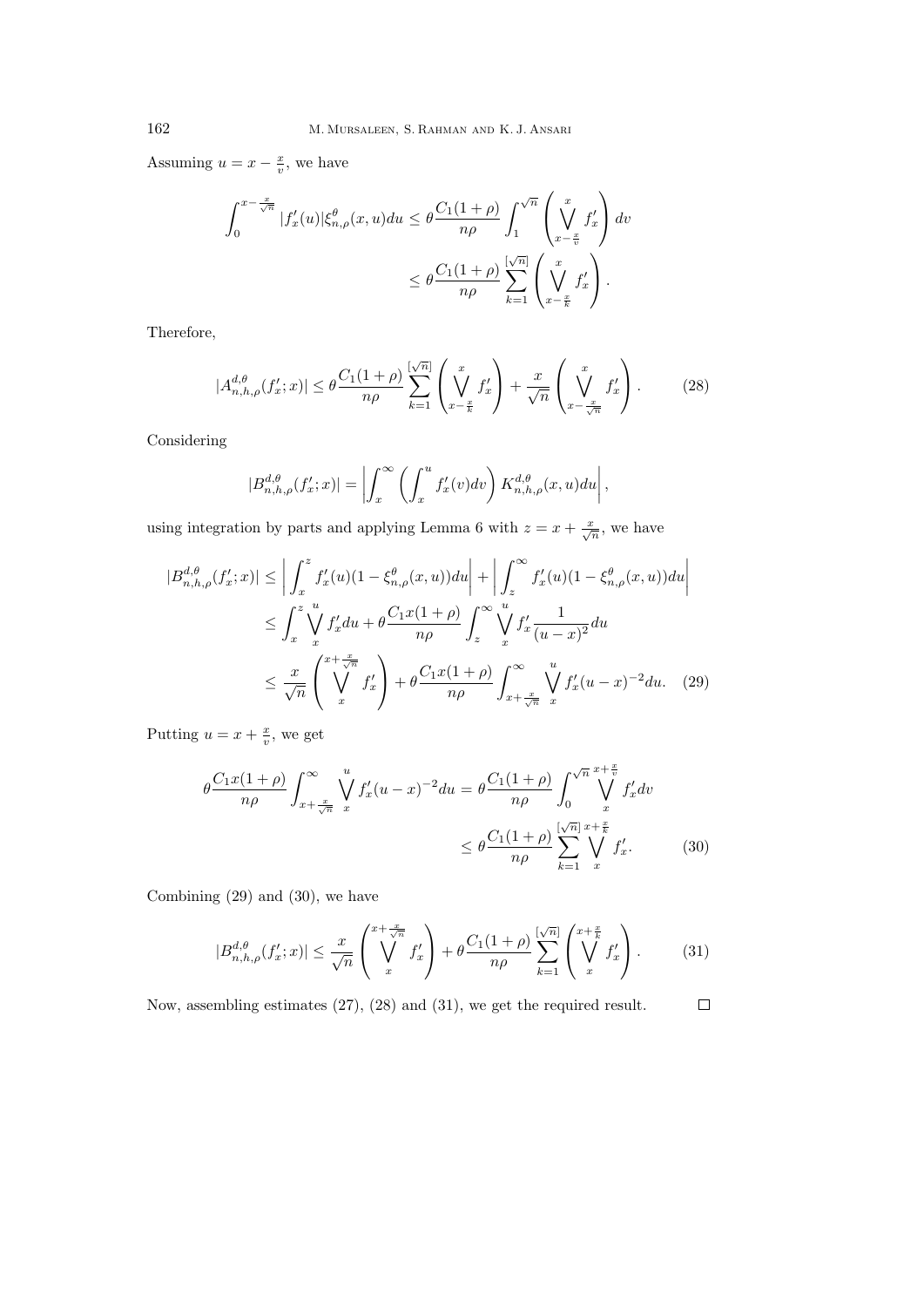Assuming $u = x - \frac{x}{v}$, we have

$$\int_0^{x-\frac{x}{\sqrt{n}}} |f'_x(u)|\xi^{\theta}_{n,\rho}(x,u)du \leq \theta \frac{C_1(1+\rho)}{n\rho} \int_1^{\sqrt{n}} \left( \bigvee_{x-\frac{x}{v}}^{x} f'_x \right) dv$$

$$\leq \theta \frac{C_1(1+\rho)}{n\rho} \sum_{k=1}^{[\sqrt{n}]} \left( \bigvee_{x-\frac{x}{k}}^{x} f'_x \right).$$

Therefore,

$$|A^{d,\theta}_{n,h,\rho}(f'_x;x)| \leq \theta \frac{C_1(1+\rho)}{n\rho} \sum_{k=1}^{[\sqrt{n}]} \left( \bigvee_{x-\frac{x}{k}}^{x} f'_x \right) + \frac{x}{\sqrt{n}} \left( \bigvee_{x-\frac{x}{\sqrt{n}}}^{x} f'_x \right). \tag{28}$$

Considering

$$|B^{d,\theta}_{n,h,\rho}(f'_x;x)| = \left| \int_x^{\infty} \left( \int_x^u f'_x(v)dv \right) K^{d,\theta}_{n,h,\rho}(x,u)du \right|,$$

using integration by parts and applying Lemma 6 with $z = x + \frac{x}{\sqrt{n}}$, we have

$$\begin{aligned}
|B^{d,\theta}_{n,h,\rho}(f'_x;x)| &\leq \left| \int_x^z f'_x(u)(1-\xi^{\theta}_{n,\rho}(x,u))du \right| + \left| \int_z^{\infty} f'_x(u)(1-\xi^{\theta}_{n,\rho}(x,u))du \right| \\
&\leq \int_x^z \bigvee_x^u f'_x du + \theta \frac{C_1 x(1+\rho)}{n\rho} \int_z^{\infty} \bigvee_x^u f'_x \frac{1}{(u-x)^2} du \\
&\leq \frac{x}{\sqrt{n}} \left( \bigvee_x^{x+\frac{x}{\sqrt{n}}} f'_x \right) + \theta \frac{C_1 x(1+\rho)}{n\rho} \int_{x+\frac{x}{\sqrt{n}}}^{\infty} \bigvee_x^u f'_x(u-x)^{-2} du. \qquad (29)
\end{aligned}$$

Putting $u = x + \frac{x}{v}$, we get

$$\theta \frac{C_1 x(1+\rho)}{n\rho} \int_{x+\frac{x}{\sqrt{n}}}^{\infty} \bigvee_x^u f'_x(u-x)^{-2} du = \theta \frac{C_1(1+\rho)}{n\rho} \int_0^{\sqrt{n}} \bigvee_x^{x+\frac{x}{v}} f'_x dv$$

$$\leq \theta \frac{C_1(1+\rho)}{n\rho} \sum_{k=1}^{[\sqrt{n}]} \bigvee_x^{x+\frac{x}{k}} f'_x. \tag{30}$$

Combining (29) and (30), we have

$$|B^{d,\theta}_{n,h,\rho}(f'_x;x)| \leq \frac{x}{\sqrt{n}} \left( \bigvee_x^{x+\frac{x}{\sqrt{n}}} f'_x \right) + \theta \frac{C_1(1+\rho)}{n\rho} \sum_{k=1}^{[\sqrt{n}]} \left( \bigvee_x^{x+\frac{x}{k}} f'_x \right). \tag{31}$$

Now, assembling estimates (27), (28) and (31), we get the required result. $\square$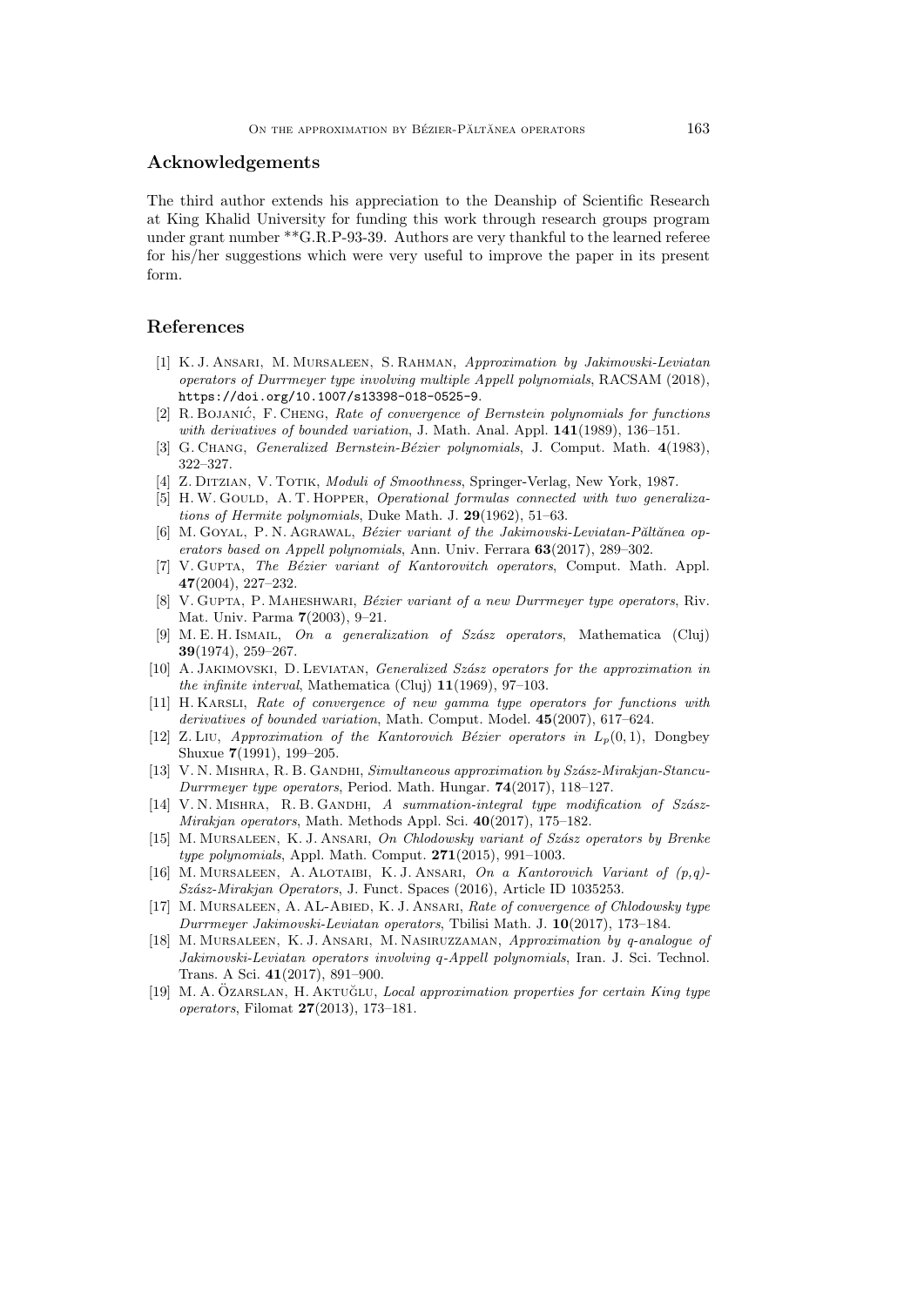## Acknowledgements

The third author extends his appreciation to the Deanship of Scientific Research at King Khalid University for funding this work through research groups program under grant number **G.R.P-93-39. Authors are very thankful to the learned referee for his/her suggestions which were very useful to improve the paper in its present form.

## References

[1] K. J. Ansari, M. Mursaleen, S. Rahman, *Approximation by Jakimovski-Leviatan operators of Durrmeyer type involving multiple Appell polynomials*, RACSAM (2018), `https://doi.org/10.1007/s13398-018-0525-9`.

[2] R. Bojanić, F. Cheng, *Rate of convergence of Bernstein polynomials for functions with derivatives of bounded variation*, J. Math. Anal. Appl. **141**(1989), 136–151.

[3] G. Chang, *Generalized Bernstein-Bézier polynomials*, J. Comput. Math. **4**(1983), 322–327.

[4] Z. Ditzian, V. Totik, *Moduli of Smoothness*, Springer-Verlag, New York, 1987.

[5] H. W. Gould, A. T. Hopper, *Operational formulas connected with two generalizations of Hermite polynomials*, Duke Math. J. **29**(1962), 51–63.

[6] M. Goyal, P. N. Agrawal, *Bézier variant of the Jakimovski-Leviatan-Păltănea operators based on Appell polynomials*, Ann. Univ. Ferrara **63**(2017), 289–302.

[7] V. Gupta, *The Bézier variant of Kantorovitch operators*, Comput. Math. Appl. **47**(2004), 227–232.

[8] V. Gupta, P. Maheshwari, *Bézier variant of a new Durrmeyer type operators*, Riv. Mat. Univ. Parma **7**(2003), 9–21.

[9] M. E. H. Ismail, *On a generalization of Szász operators*, Mathematica (Cluj) **39**(1974), 259–267.

[10] A. Jakimovski, D. Leviatan, *Generalized Szász operators for the approximation in the infinite interval*, Mathematica (Cluj) **11**(1969), 97–103.

[11] H. Karsli, *Rate of convergence of new gamma type operators for functions with derivatives of bounded variation*, Math. Comput. Model. **45**(2007), 617–624.

[12] Z. Liu, *Approximation of the Kantorovich Bézier operators in $L_p(0,1)$*, Dongbey Shuxue **7**(1991), 199–205.

[13] V. N. Mishra, R. B. Gandhi, *Simultaneous approximation by Szász-Mirakjan-Stancu-Durrmeyer type operators*, Period. Math. Hungar. **74**(2017), 118–127.

[14] V. N. Mishra, R. B. Gandhi, *A summation-integral type modification of Szász-Mirakjan operators*, Math. Methods Appl. Sci. **40**(2017), 175–182.

[15] M. Mursaleen, K. J. Ansari, *On Chlodowsky variant of Szász operators by Brenke type polynomials*, Appl. Math. Comput. **271**(2015), 991–1003.

[16] M. Mursaleen, A. Alotaibi, K. J. Ansari, *On a Kantorovich Variant of (p,q)-Szász-Mirakjan Operators*, J. Funct. Spaces (2016), Article ID 1035253.

[17] M. Mursaleen, A. AL-Abied, K. J. Ansari, *Rate of convergence of Chlodowsky type Durrmeyer Jakimovski-Leviatan operators*, Tbilisi Math. J. **10**(2017), 173–184.

[18] M. Mursaleen, K. J. Ansari, M. Nasiruzzaman, *Approximation by q-analogue of Jakimovski-Leviatan operators involving q-Appell polynomials*, Iran. J. Sci. Technol. Trans. A Sci. **41**(2017), 891–900.

[19] M. A. Özarslan, H. Aktuğlu, *Local approximation properties for certain King type operators*, Filomat **27**(2013), 173–181.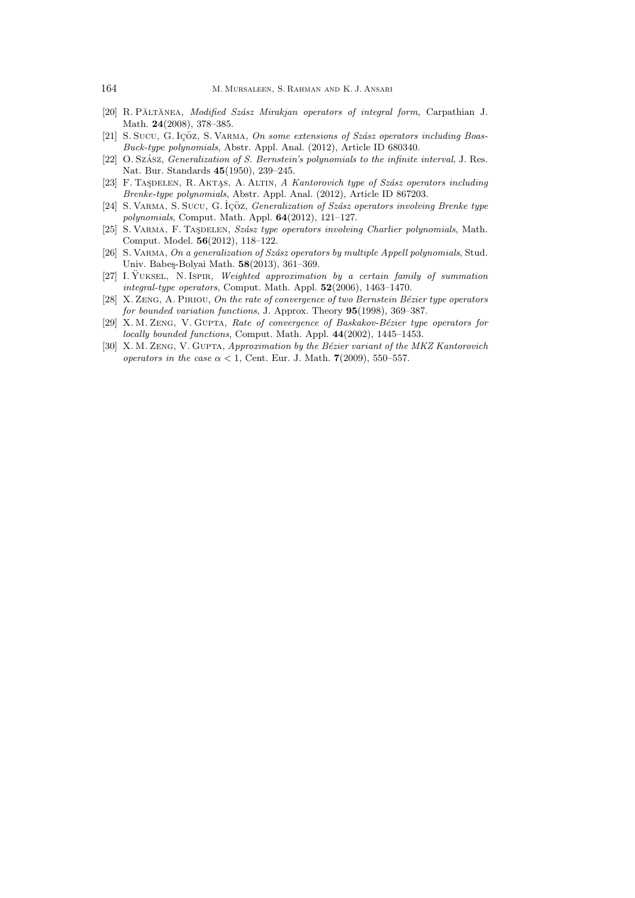[20] R. Păltănea, *Modified Szász Mirakjan operators of integral form*, Carpathian J. Math. **24**(2008), 378–385.

[21] S. Sucu, G. Içöz, S. Varma, *On some extensions of Szász operators including Boas-Buck-type polynomials*, Abstr. Appl. Anal. (2012), Article ID 680340.

[22] O. Szász, *Generalization of S. Bernstein's polynomials to the infinite interval*, J. Res. Nat. Bur. Standards **45**(1950), 239–245.

[23] F. Taşdelen, R. Aktaş, A. Altin, *A Kantorovich type of Szász operators including Brenke-type polynomials*, Abstr. Appl. Anal. (2012), Article ID 867203.

[24] S. Varma, S. Sucu, G. İçöz, *Generalization of Szász operators involving Brenke type polynomials*, Comput. Math. Appl. **64**(2012), 121–127.

[25] S. Varma, F. Taşdelen, *Szász type operators involving Charlier polynomials*, Math. Comput. Model. **56**(2012), 118–122.

[26] S. Varma, *On a generalization of Szász operators by multiple Appell polynomials*, Stud. Univ. Babeş-Bolyai Math. **58**(2013), 361–369.

[27] I. Yüksel, N. Ispir, *Weighted approximation by a certain family of summation integral-type operators*, Comput. Math. Appl. **52**(2006), 1463–1470.

[28] X. Zeng, A. Piriou, *On the rate of convergence of two Bernstein Bézier type operators for bounded variation functions*, J. Approx. Theory **95**(1998), 369–387.

[29] X. M. Zeng, V. Gupta, *Rate of convergence of Baskakov-Bézier type operators for locally bounded functions*, Comput. Math. Appl. **44**(2002), 1445–1453.

[30] X. M. Zeng, V. Gupta, *Approximation by the Bézier variant of the MKZ Kantorovich operators in the case $\alpha < 1$*, Cent. Eur. J. Math. **7**(2009), 550–557.